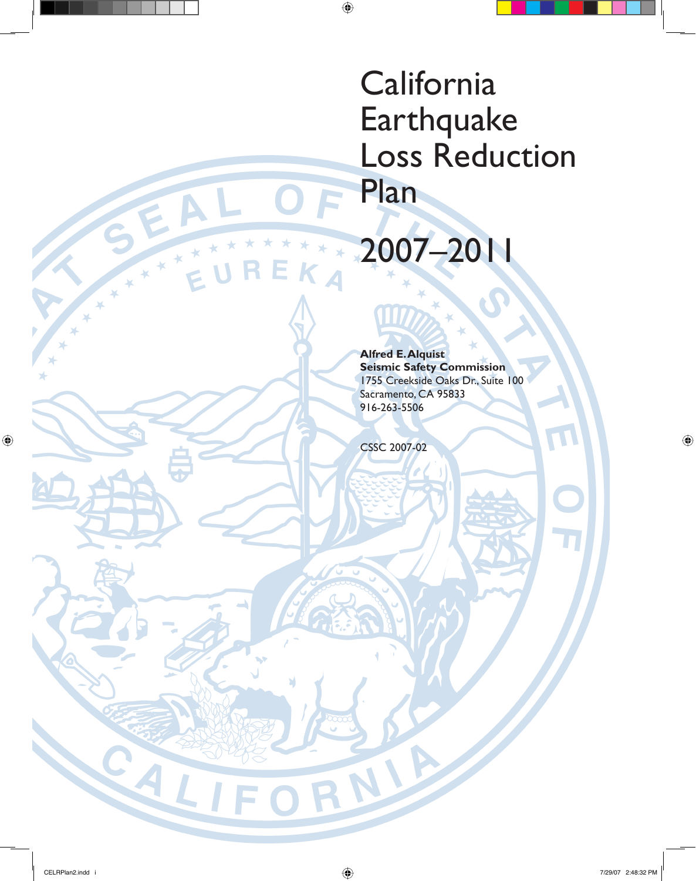# California Earthquake Loss Reduction Plan

# 2007–2011

**Alfred E. Alquist**
**Seismic Safety Commission**
1755 Creekside Oaks Dr., Suite 100
Sacramento, CA 95833
916-263-5506

CSSC 2007-02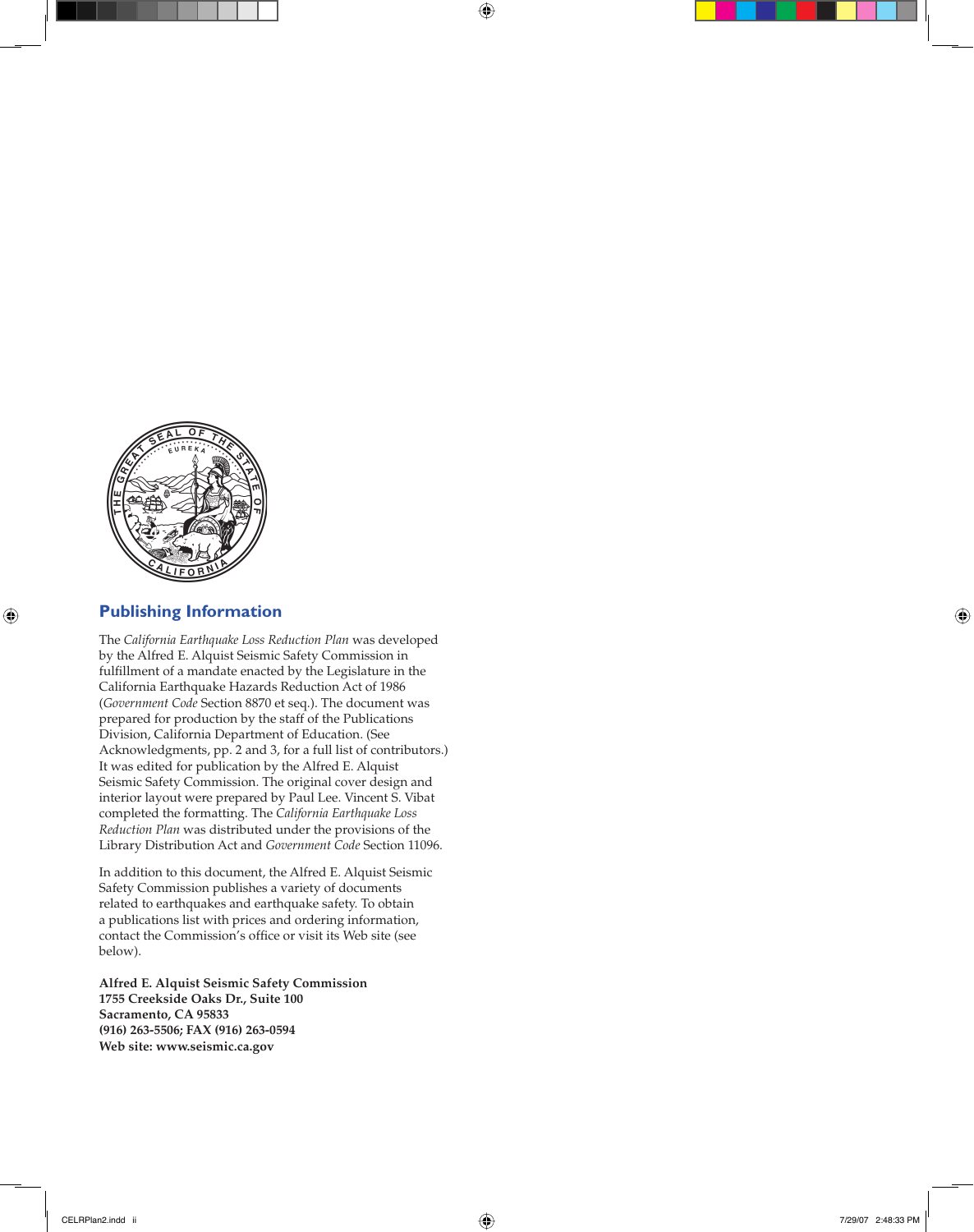## Publishing Information

The *California Earthquake Loss Reduction Plan* was developed by the Alfred E. Alquist Seismic Safety Commission in fulfillment of a mandate enacted by the Legislature in the California Earthquake Hazards Reduction Act of 1986 (*Government Code* Section 8870 et seq.). The document was prepared for production by the staff of the Publications Division, California Department of Education. (See Acknowledgments, pp. 2 and 3, for a full list of contributors.) It was edited for publication by the Alfred E. Alquist Seismic Safety Commission. The original cover design and interior layout were prepared by Paul Lee. Vincent S. Vibat completed the formatting. The *California Earthquake Loss Reduction Plan* was distributed under the provisions of the Library Distribution Act and *Government Code* Section 11096.

In addition to this document, the Alfred E. Alquist Seismic Safety Commission publishes a variety of documents related to earthquakes and earthquake safety. To obtain a publications list with prices and ordering information, contact the Commission's office or visit its Web site (see below).

**Alfred E. Alquist Seismic Safety Commission**
**1755 Creekside Oaks Dr., Suite 100**
**Sacramento, CA 95833**
**(916) 263-5506; FAX (916) 263-0594**
**Web site: www.seismic.ca.gov**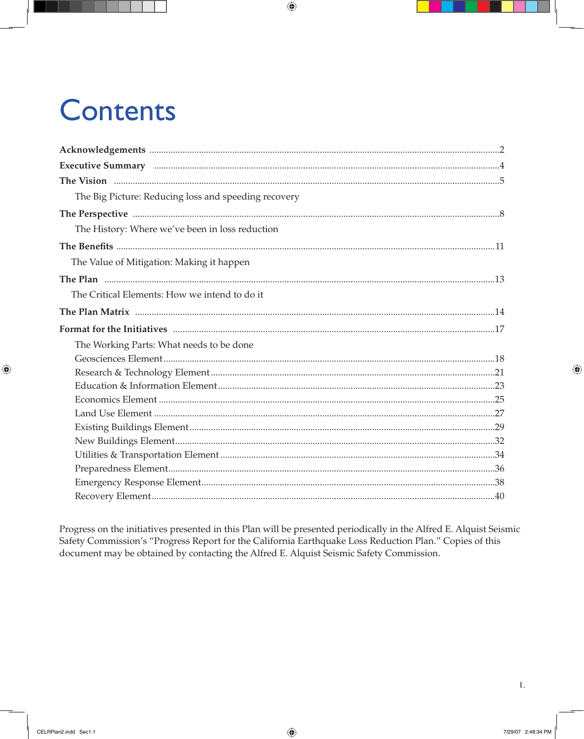# Contents

**Acknowledgements** ........ 2

**Executive Summary** ........ 4

**The Vision** ........ 5

The Big Picture: Reducing loss and speeding recovery

**The Perspective** ........ 8

The History: Where we've been in loss reduction

**The Benefits** ........ 11

The Value of Mitigation: Making it happen

**The Plan** ........ 13

The Critical Elements: How we intend to do it

**The Plan Matrix** ........ 14

**Format for the Initiatives** ........ 17

The Working Parts: What needs to be done

- Geosciences Element ........ 18
- Research & Technology Element ........ 21
- Education & Information Element ........ 23
- Economics Element ........ 25
- Land Use Element ........ 27
- Existing Buildings Element ........ 29
- New Buildings Element ........ 32
- Utilities & Transportation Element ........ 34
- Preparedness Element ........ 36
- Emergency Response Element ........ 38
- Recovery Element ........ 40

Progress on the initiatives presented in this Plan will be presented periodically in the Alfred E. Alquist Seismic Safety Commission's "Progress Report for the California Earthquake Loss Reduction Plan." Copies of this document may be obtained by contacting the Alfred E. Alquist Seismic Safety Commission.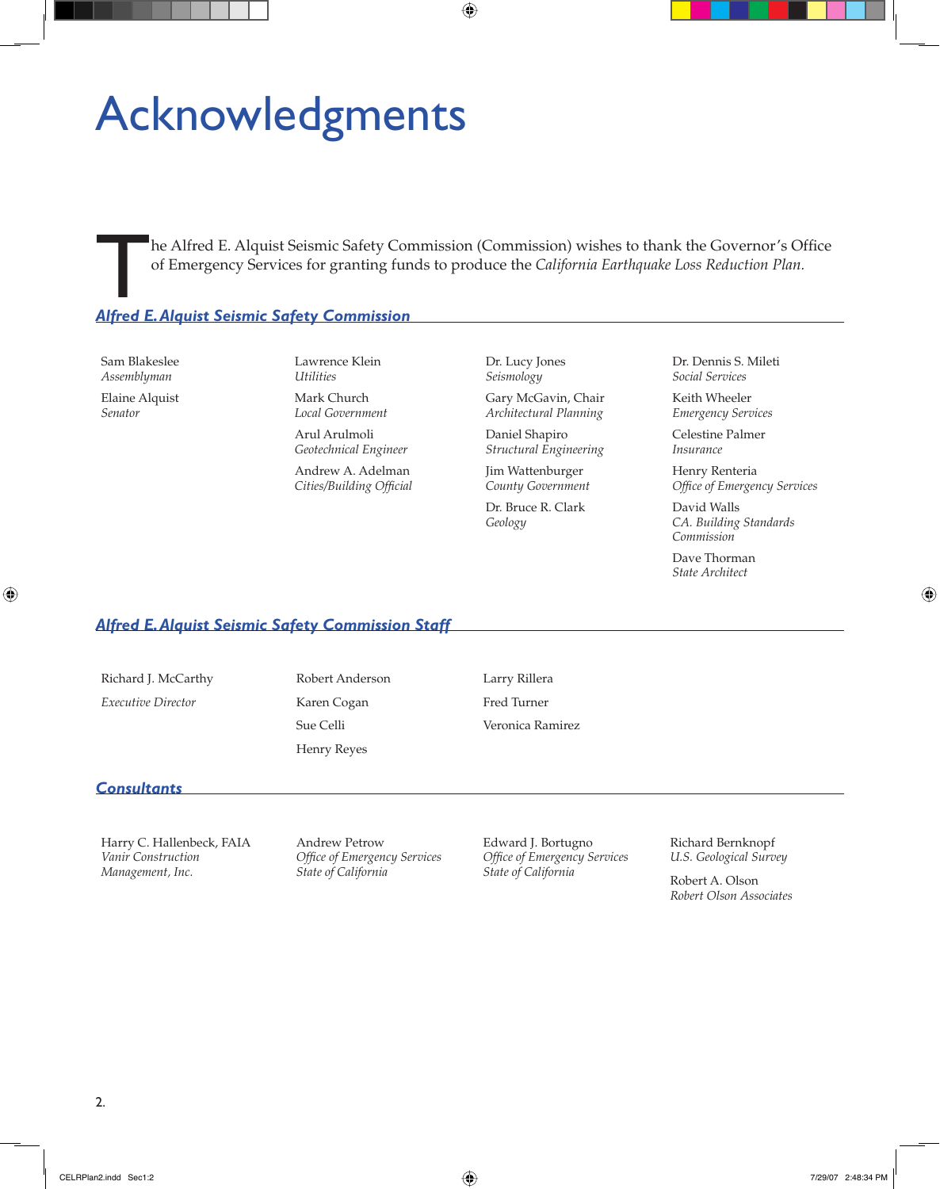# Acknowledgments

The Alfred E. Alquist Seismic Safety Commission (Commission) wishes to thank the Governor's Office of Emergency Services for granting funds to produce the *California Earthquake Loss Reduction Plan.*

## Alfred E. Alquist Seismic Safety Commission

Sam Blakeslee
*Assemblyman*

Elaine Alquist
*Senator*

Lawrence Klein
*Utilities*

Mark Church
*Local Government*

Arul Arulmoli
*Geotechnical Engineer*

Andrew A. Adelman
*Cities/Building Official*

Dr. Lucy Jones
*Seismology*

Gary McGavin, Chair
*Architectural Planning*

Daniel Shapiro
*Structural Engineering*

Jim Wattenburger
*County Government*

Dr. Bruce R. Clark
*Geology*

Dr. Dennis S. Mileti
*Social Services*

Keith Wheeler
*Emergency Services*

Celestine Palmer
*Insurance*

Henry Renteria
*Office of Emergency Services*

David Walls
*CA. Building Standards Commission*

Dave Thorman
*State Architect*

## Alfred E. Alquist Seismic Safety Commission Staff

Richard J. McCarthy
*Executive Director*

Robert Anderson

Karen Cogan

Sue Celli

Henry Reyes

Larry Rillera

Fred Turner

Veronica Ramirez

## Consultants

Harry C. Hallenbeck, FAIA
*Vanir Construction Management, Inc.*

Andrew Petrow
*Office of Emergency Services*
*State of California*

Edward J. Bortugno
*Office of Emergency Services*
*State of California*

Richard Bernknopf
*U.S. Geological Survey*

Robert A. Olson
*Robert Olson Associates*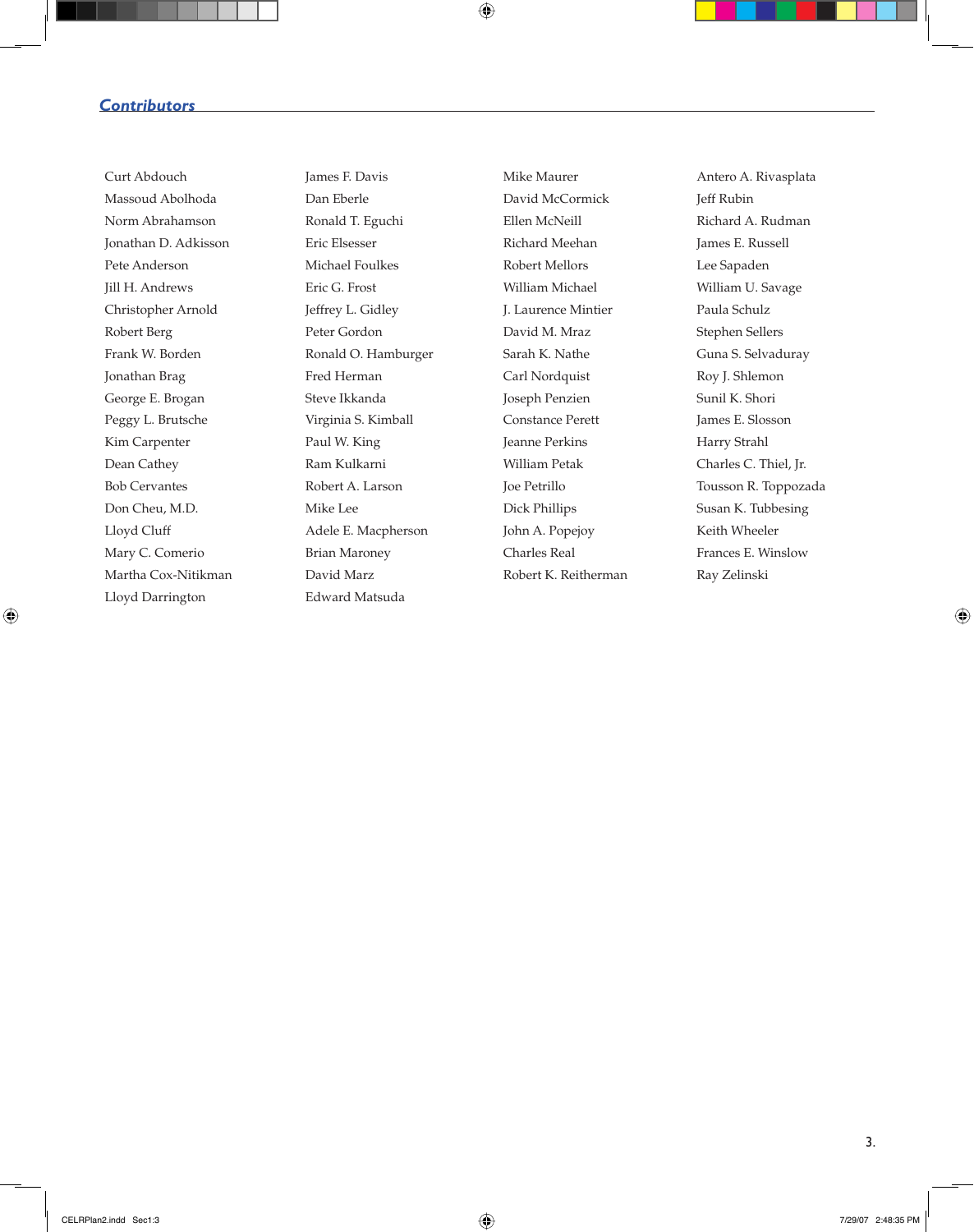## Contributors

Curt Abdouch
Massoud Abolhoda
Norm Abrahamson
Jonathan D. Adkisson
Pete Anderson
Jill H. Andrews
Christopher Arnold
Robert Berg
Frank W. Borden
Jonathan Brag
George E. Brogan
Peggy L. Brutsche
Kim Carpenter
Dean Cathey
Bob Cervantes
Don Cheu, M.D.
Lloyd Cluff
Mary C. Comerio
Martha Cox-Nitikman
Lloyd Darrington
James F. Davis
Dan Eberle
Ronald T. Eguchi
Eric Elsesser
Michael Foulkes
Eric G. Frost
Jeffrey L. Gidley
Peter Gordon
Ronald O. Hamburger
Fred Herman
Steve Ikkanda
Virginia S. Kimball
Paul W. King
Ram Kulkarni
Robert A. Larson
Mike Lee
Adele E. Macpherson
Brian Maroney
David Marz
Edward Matsuda
Mike Maurer
David McCormick
Ellen McNeill
Richard Meehan
Robert Mellors
William Michael
J. Laurence Mintier
David M. Mraz
Sarah K. Nathe
Carl Nordquist
Joseph Penzien
Constance Perett
Jeanne Perkins
William Petak
Joe Petrillo
Dick Phillips
John A. Popejoy
Charles Real
Robert K. Reitherman
Antero A. Rivasplata
Jeff Rubin
Richard A. Rudman
James E. Russell
Lee Sapaden
William U. Savage
Paula Schulz
Stephen Sellers
Guna S. Selvaduray
Roy J. Shlemon
Sunil K. Shori
James E. Slosson
Harry Strahl
Charles C. Thiel, Jr.
Tousson R. Toppozada
Susan K. Tubbesing
Keith Wheeler
Frances E. Winslow
Ray Zelinski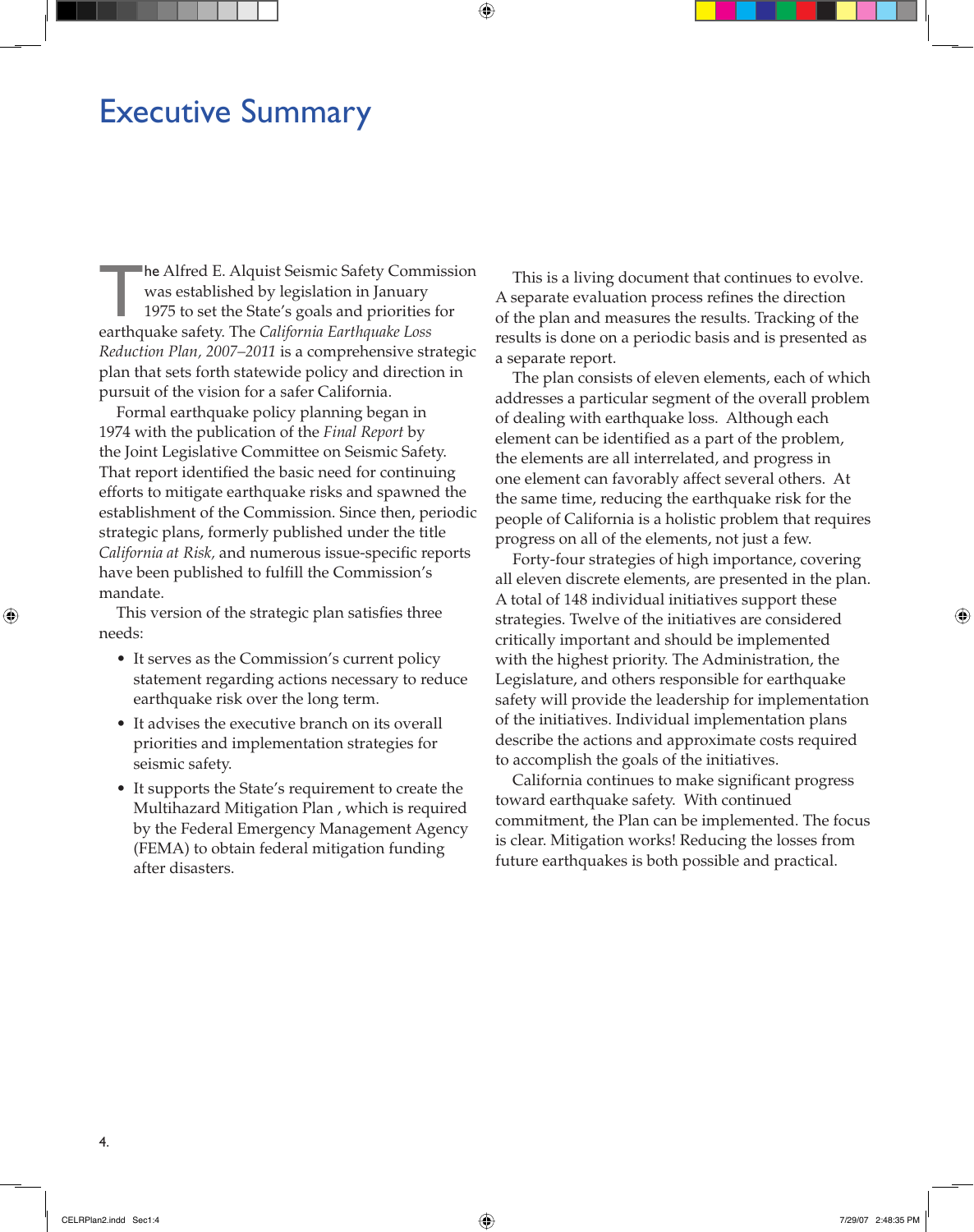# Executive Summary

The Alfred E. Alquist Seismic Safety Commission was established by legislation in January 1975 to set the State's goals and priorities for earthquake safety. The *California Earthquake Loss Reduction Plan, 2007–2011* is a comprehensive strategic plan that sets forth statewide policy and direction in pursuit of the vision for a safer California.

Formal earthquake policy planning began in 1974 with the publication of the *Final Report* by the Joint Legislative Committee on Seismic Safety. That report identified the basic need for continuing efforts to mitigate earthquake risks and spawned the establishment of the Commission. Since then, periodic strategic plans, formerly published under the title *California at Risk,* and numerous issue-specific reports have been published to fulfill the Commission's mandate.

This version of the strategic plan satisfies three needs:

- It serves as the Commission's current policy statement regarding actions necessary to reduce earthquake risk over the long term.
- It advises the executive branch on its overall priorities and implementation strategies for seismic safety.
- It supports the State's requirement to create the Multihazard Mitigation Plan , which is required by the Federal Emergency Management Agency (FEMA) to obtain federal mitigation funding after disasters.

This is a living document that continues to evolve. A separate evaluation process refines the direction of the plan and measures the results. Tracking of the results is done on a periodic basis and is presented as a separate report.

The plan consists of eleven elements, each of which addresses a particular segment of the overall problem of dealing with earthquake loss. Although each element can be identified as a part of the problem, the elements are all interrelated, and progress in one element can favorably affect several others. At the same time, reducing the earthquake risk for the people of California is a holistic problem that requires progress on all of the elements, not just a few.

Forty-four strategies of high importance, covering all eleven discrete elements, are presented in the plan. A total of 148 individual initiatives support these strategies. Twelve of the initiatives are considered critically important and should be implemented with the highest priority. The Administration, the Legislature, and others responsible for earthquake safety will provide the leadership for implementation of the initiatives. Individual implementation plans describe the actions and approximate costs required to accomplish the goals of the initiatives.

California continues to make significant progress toward earthquake safety. With continued commitment, the Plan can be implemented. The focus is clear. Mitigation works! Reducing the losses from future earthquakes is both possible and practical.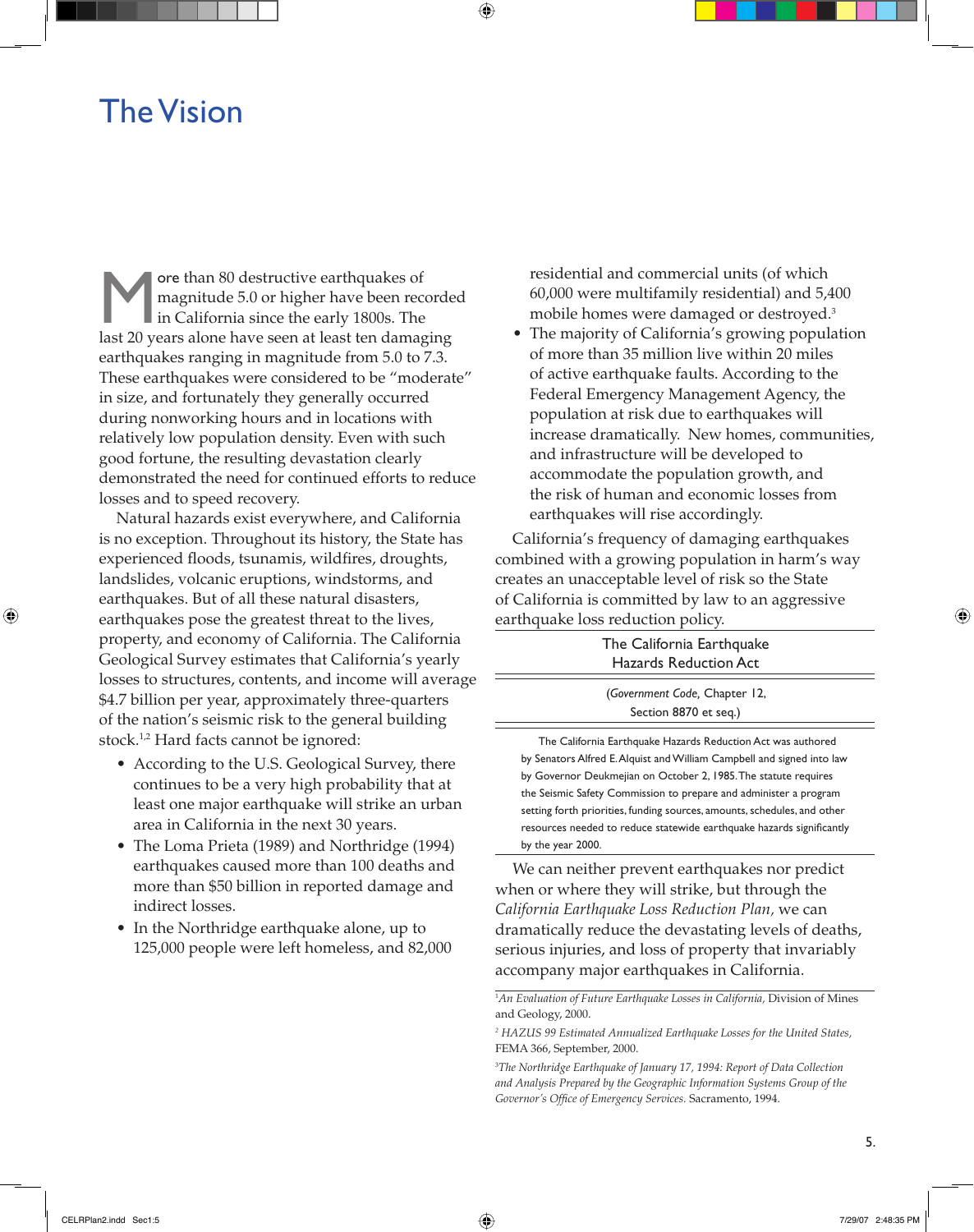# The Vision

More than 80 destructive earthquakes of magnitude 5.0 or higher have been recorded in California since the early 1800s. The last 20 years alone have seen at least ten damaging earthquakes ranging in magnitude from 5.0 to 7.3. These earthquakes were considered to be "moderate" in size, and fortunately they generally occurred during nonworking hours and in locations with relatively low population density. Even with such good fortune, the resulting devastation clearly demonstrated the need for continued efforts to reduce losses and to speed recovery.

Natural hazards exist everywhere, and California is no exception. Throughout its history, the State has experienced floods, tsunamis, wildfires, droughts, landslides, volcanic eruptions, windstorms, and earthquakes. But of all these natural disasters, earthquakes pose the greatest threat to the lives, property, and economy of California. The California Geological Survey estimates that California's yearly losses to structures, contents, and income will average $4.7 billion per year, approximately three-quarters of the nation's seismic risk to the general building stock.[1,2] Hard facts cannot be ignored:

- According to the U.S. Geological Survey, there continues to be a very high probability that at least one major earthquake will strike an urban area in California in the next 30 years.
- The Loma Prieta (1989) and Northridge (1994) earthquakes caused more than 100 deaths and more than $50 billion in reported damage and indirect losses.
- In the Northridge earthquake alone, up to 125,000 people were left homeless, and 82,000 residential and commercial units (of which 60,000 were multifamily residential) and 5,400 mobile homes were damaged or destroyed.[3]
- The majority of California's growing population of more than 35 million live within 20 miles of active earthquake faults. According to the Federal Emergency Management Agency, the population at risk due to earthquakes will increase dramatically. New homes, communities, and infrastructure will be developed to accommodate the population growth, and the risk of human and economic losses from earthquakes will rise accordingly.

California's frequency of damaging earthquakes combined with a growing population in harm's way creates an unacceptable level of risk so the State of California is committed by law to an aggressive earthquake loss reduction policy.

**The California Earthquake Hazards Reduction Act**

(*Government Code*, Chapter 12, Section 8870 et seq.)

The California Earthquake Hazards Reduction Act was authored by Senators Alfred E. Alquist and William Campbell and signed into law by Governor Deukmejian on October 2, 1985. The statute requires the Seismic Safety Commission to prepare and administer a program setting forth priorities, funding sources, amounts, schedules, and other resources needed to reduce statewide earthquake hazards significantly by the year 2000.

We can neither prevent earthquakes nor predict when or where they will strike, but through the *California Earthquake Loss Reduction Plan,* we can dramatically reduce the devastating levels of deaths, serious injuries, and loss of property that invariably accompany major earthquakes in California.

---

[1] *An Evaluation of Future Earthquake Losses in California,* Division of Mines and Geology, 2000.

[2] *HAZUS 99 Estimated Annualized Earthquake Losses for the United States,* FEMA 366, September, 2000.

[3] *The Northridge Earthquake of January 17, 1994: Report of Data Collection and Analysis Prepared by the Geographic Information Systems Group of the Governor's Office of Emergency Services.* Sacramento, 1994.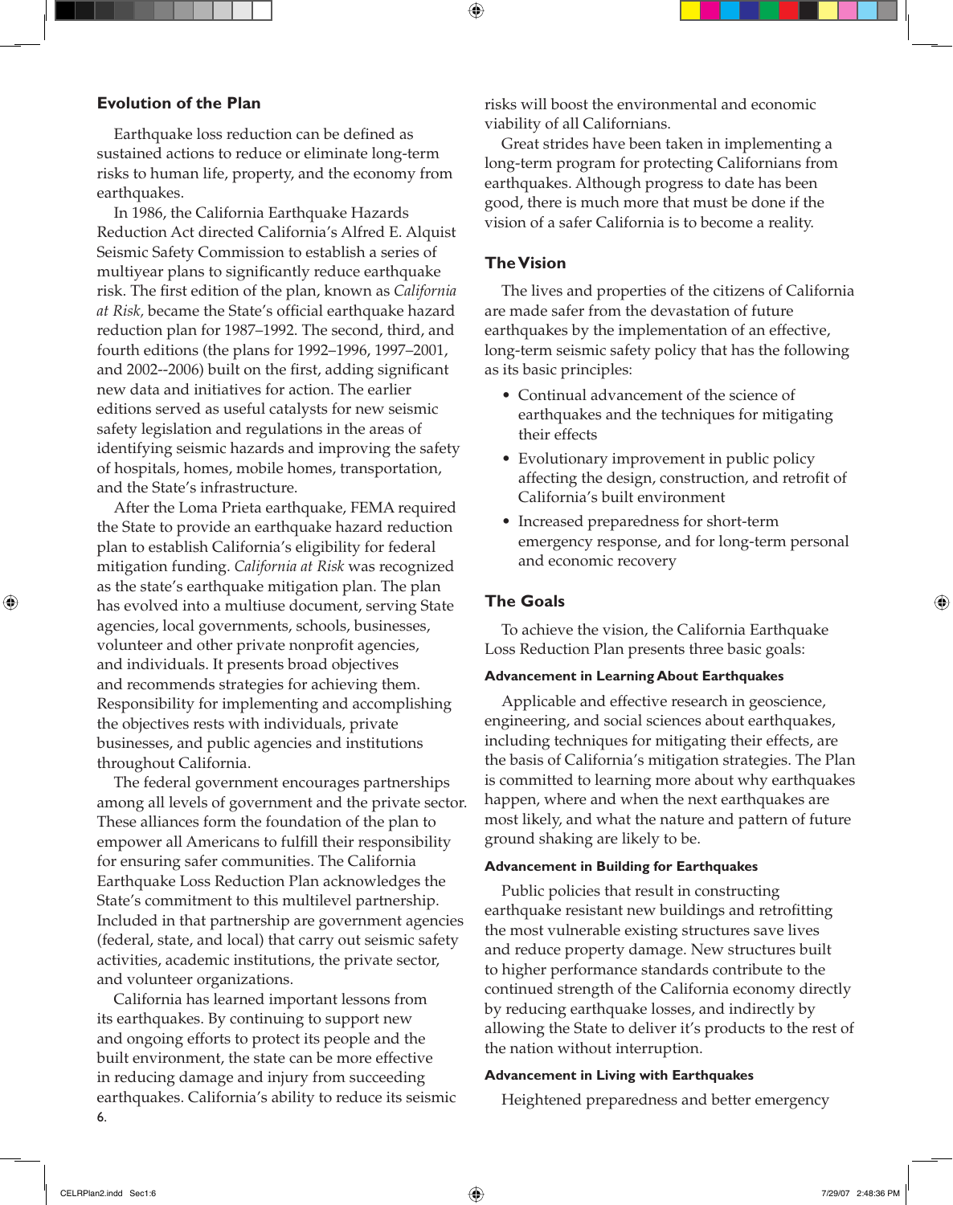## Evolution of the Plan

Earthquake loss reduction can be defined as sustained actions to reduce or eliminate long-term risks to human life, property, and the economy from earthquakes.

In 1986, the California Earthquake Hazards Reduction Act directed California's Alfred E. Alquist Seismic Safety Commission to establish a series of multiyear plans to significantly reduce earthquake risk. The first edition of the plan, known as *California at Risk,* became the State's official earthquake hazard reduction plan for 1987–1992. The second, third, and fourth editions (the plans for 1992–1996, 1997–2001, and 2002--2006) built on the first, adding significant new data and initiatives for action. The earlier editions served as useful catalysts for new seismic safety legislation and regulations in the areas of identifying seismic hazards and improving the safety of hospitals, homes, mobile homes, transportation, and the State's infrastructure.

After the Loma Prieta earthquake, FEMA required the State to provide an earthquake hazard reduction plan to establish California's eligibility for federal mitigation funding. *California at Risk* was recognized as the state's earthquake mitigation plan. The plan has evolved into a multiuse document, serving State agencies, local governments, schools, businesses, volunteer and other private nonprofit agencies, and individuals. It presents broad objectives and recommends strategies for achieving them. Responsibility for implementing and accomplishing the objectives rests with individuals, private businesses, and public agencies and institutions throughout California.

The federal government encourages partnerships among all levels of government and the private sector. These alliances form the foundation of the plan to empower all Americans to fulfill their responsibility for ensuring safer communities. The California Earthquake Loss Reduction Plan acknowledges the State's commitment to this multilevel partnership. Included in that partnership are government agencies (federal, state, and local) that carry out seismic safety activities, academic institutions, the private sector, and volunteer organizations.

California has learned important lessons from its earthquakes. By continuing to support new and ongoing efforts to protect its people and the built environment, the state can be more effective in reducing damage and injury from succeeding earthquakes. California's ability to reduce its seismic risks will boost the environmental and economic viability of all Californians.

Great strides have been taken in implementing a long-term program for protecting Californians from earthquakes. Although progress to date has been good, there is much more that must be done if the vision of a safer California is to become a reality.

## The Vision

The lives and properties of the citizens of California are made safer from the devastation of future earthquakes by the implementation of an effective, long-term seismic safety policy that has the following as its basic principles:

- Continual advancement of the science of earthquakes and the techniques for mitigating their effects
- Evolutionary improvement in public policy affecting the design, construction, and retrofit of California's built environment
- Increased preparedness for short-term emergency response, and for long-term personal and economic recovery

## The Goals

To achieve the vision, the California Earthquake Loss Reduction Plan presents three basic goals:

#### Advancement in Learning About Earthquakes

Applicable and effective research in geoscience, engineering, and social sciences about earthquakes, including techniques for mitigating their effects, are the basis of California's mitigation strategies. The Plan is committed to learning more about why earthquakes happen, where and when the next earthquakes are most likely, and what the nature and pattern of future ground shaking are likely to be.

#### Advancement in Building for Earthquakes

Public policies that result in constructing earthquake resistant new buildings and retrofitting the most vulnerable existing structures save lives and reduce property damage. New structures built to higher performance standards contribute to the continued strength of the California economy directly by reducing earthquake losses, and indirectly by allowing the State to deliver it's products to the rest of the nation without interruption.

#### Advancement in Living with Earthquakes

Heightened preparedness and better emergency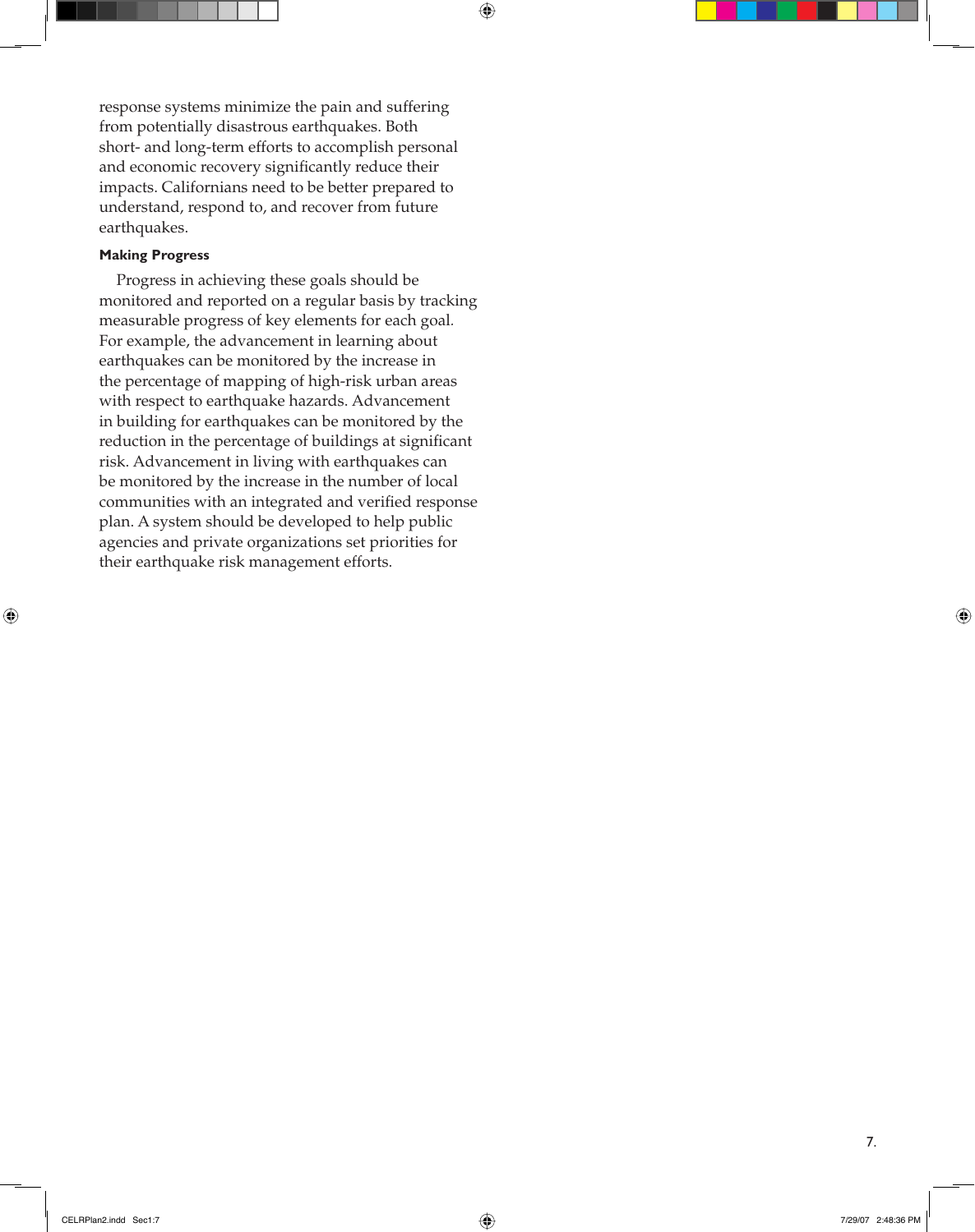response systems minimize the pain and suffering from potentially disastrous earthquakes. Both short- and long-term efforts to accomplish personal and economic recovery significantly reduce their impacts. Californians need to be better prepared to understand, respond to, and recover from future earthquakes.

**Making Progress**

Progress in achieving these goals should be monitored and reported on a regular basis by tracking measurable progress of key elements for each goal. For example, the advancement in learning about earthquakes can be monitored by the increase in the percentage of mapping of high-risk urban areas with respect to earthquake hazards. Advancement in building for earthquakes can be monitored by the reduction in the percentage of buildings at significant risk. Advancement in living with earthquakes can be monitored by the increase in the number of local communities with an integrated and verified response plan. A system should be developed to help public agencies and private organizations set priorities for their earthquake risk management efforts.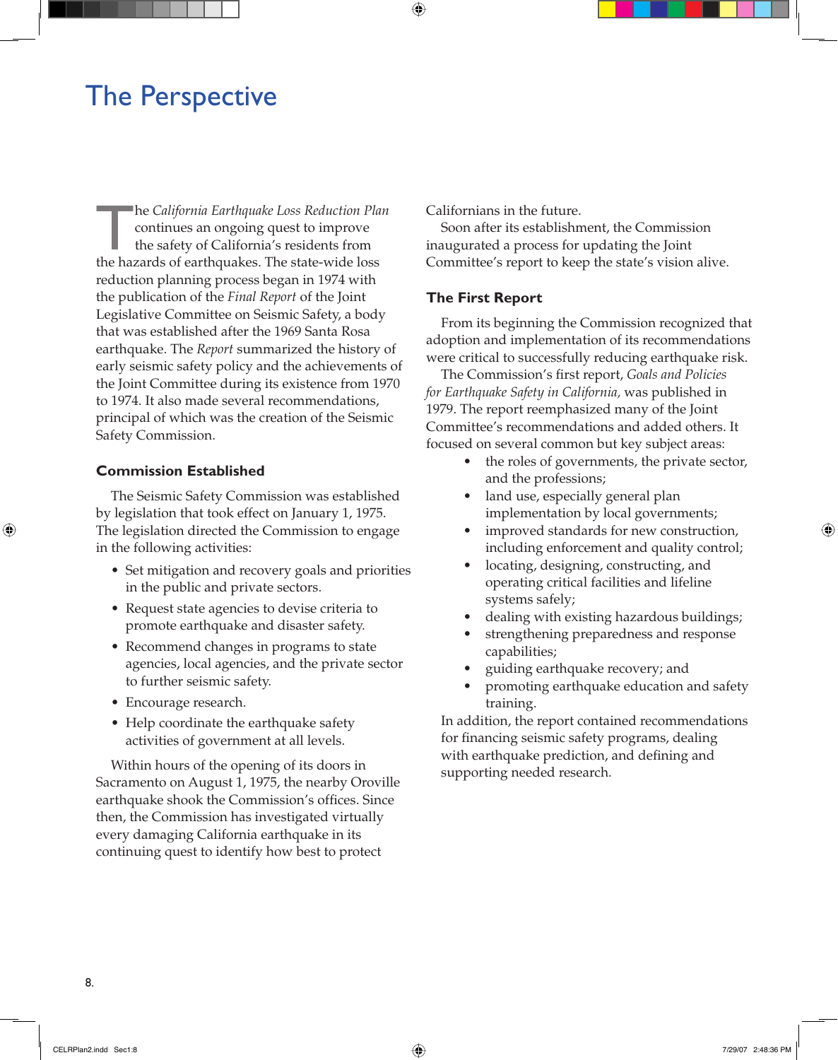# The Perspective

The *California Earthquake Loss Reduction Plan* continues an ongoing quest to improve the safety of California's residents from the hazards of earthquakes. The state-wide loss reduction planning process began in 1974 with the publication of the *Final Report* of the Joint Legislative Committee on Seismic Safety, a body that was established after the 1969 Santa Rosa earthquake. The *Report* summarized the history of early seismic safety policy and the achievements of the Joint Committee during its existence from 1970 to 1974. It also made several recommendations, principal of which was the creation of the Seismic Safety Commission.

## Commission Established

The Seismic Safety Commission was established by legislation that took effect on January 1, 1975. The legislation directed the Commission to engage in the following activities:

- Set mitigation and recovery goals and priorities in the public and private sectors.
- Request state agencies to devise criteria to promote earthquake and disaster safety.
- Recommend changes in programs to state agencies, local agencies, and the private sector to further seismic safety.
- Encourage research.
- Help coordinate the earthquake safety activities of government at all levels.

Within hours of the opening of its doors in Sacramento on August 1, 1975, the nearby Oroville earthquake shook the Commission's offices. Since then, the Commission has investigated virtually every damaging California earthquake in its continuing quest to identify how best to protect Californians in the future.

Soon after its establishment, the Commission inaugurated a process for updating the Joint Committee's report to keep the state's vision alive.

## The First Report

From its beginning the Commission recognized that adoption and implementation of its recommendations were critical to successfully reducing earthquake risk.

The Commission's first report, *Goals and Policies for Earthquake Safety in California,* was published in 1979. The report reemphasized many of the Joint Committee's recommendations and added others. It focused on several common but key subject areas:

- the roles of governments, the private sector, and the professions;
- land use, especially general plan implementation by local governments;
- improved standards for new construction, including enforcement and quality control;
- locating, designing, constructing, and operating critical facilities and lifeline systems safely;
- dealing with existing hazardous buildings;
- strengthening preparedness and response capabilities;
- guiding earthquake recovery; and
- promoting earthquake education and safety training.

In addition, the report contained recommendations for financing seismic safety programs, dealing with earthquake prediction, and defining and supporting needed research.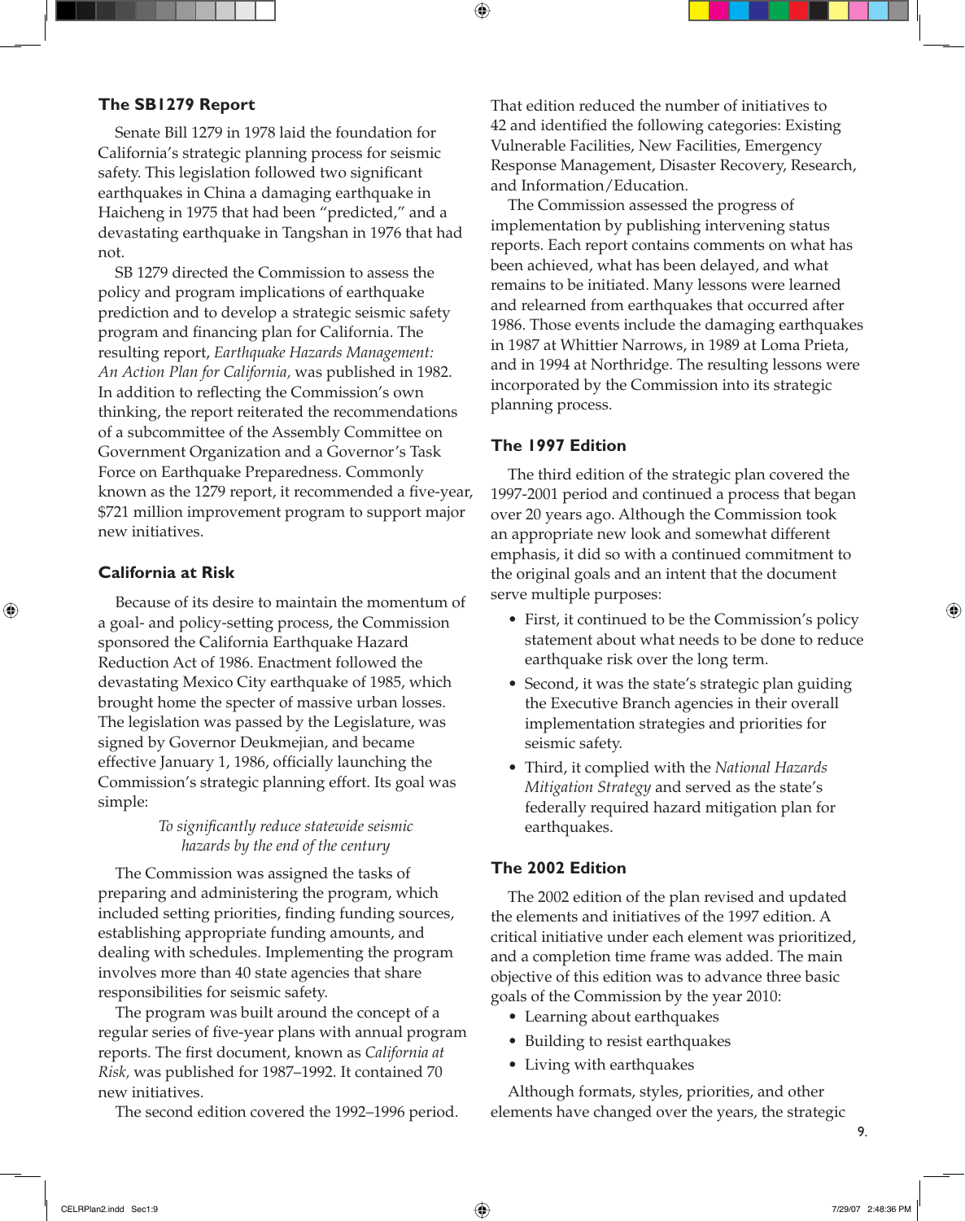## The SB1279 Report

Senate Bill 1279 in 1978 laid the foundation for California's strategic planning process for seismic safety. This legislation followed two significant earthquakes in China a damaging earthquake in Haicheng in 1975 that had been "predicted," and a devastating earthquake in Tangshan in 1976 that had not.

SB 1279 directed the Commission to assess the policy and program implications of earthquake prediction and to develop a strategic seismic safety program and financing plan for California. The resulting report, *Earthquake Hazards Management: An Action Plan for California,* was published in 1982. In addition to reflecting the Commission's own thinking, the report reiterated the recommendations of a subcommittee of the Assembly Committee on Government Organization and a Governor's Task Force on Earthquake Preparedness. Commonly known as the 1279 report, it recommended a five-year, $721 million improvement program to support major new initiatives.

## California at Risk

Because of its desire to maintain the momentum of a goal- and policy-setting process, the Commission sponsored the California Earthquake Hazard Reduction Act of 1986. Enactment followed the devastating Mexico City earthquake of 1985, which brought home the specter of massive urban losses. The legislation was passed by the Legislature, was signed by Governor Deukmejian, and became effective January 1, 1986, officially launching the Commission's strategic planning effort. Its goal was simple:

*To significantly reduce statewide seismic hazards by the end of the century*

The Commission was assigned the tasks of preparing and administering the program, which included setting priorities, finding funding sources, establishing appropriate funding amounts, and dealing with schedules. Implementing the program involves more than 40 state agencies that share responsibilities for seismic safety.

The program was built around the concept of a regular series of five-year plans with annual program reports. The first document, known as *California at Risk,* was published for 1987–1992. It contained 70 new initiatives.

The second edition covered the 1992–1996 period. That edition reduced the number of initiatives to 42 and identified the following categories: Existing Vulnerable Facilities, New Facilities, Emergency Response Management, Disaster Recovery, Research, and Information/Education.

The Commission assessed the progress of implementation by publishing intervening status reports. Each report contains comments on what has been achieved, what has been delayed, and what remains to be initiated. Many lessons were learned and relearned from earthquakes that occurred after 1986. Those events include the damaging earthquakes in 1987 at Whittier Narrows, in 1989 at Loma Prieta, and in 1994 at Northridge. The resulting lessons were incorporated by the Commission into its strategic planning process.

## The 1997 Edition

The third edition of the strategic plan covered the 1997-2001 period and continued a process that began over 20 years ago. Although the Commission took an appropriate new look and somewhat different emphasis, it did so with a continued commitment to the original goals and an intent that the document serve multiple purposes:

- First, it continued to be the Commission's policy statement about what needs to be done to reduce earthquake risk over the long term.
- Second, it was the state's strategic plan guiding the Executive Branch agencies in their overall implementation strategies and priorities for seismic safety.
- Third, it complied with the *National Hazards Mitigation Strategy* and served as the state's federally required hazard mitigation plan for earthquakes.

## The 2002 Edition

The 2002 edition of the plan revised and updated the elements and initiatives of the 1997 edition. A critical initiative under each element was prioritized, and a completion time frame was added. The main objective of this edition was to advance three basic goals of the Commission by the year 2010:

- Learning about earthquakes
- Building to resist earthquakes
- Living with earthquakes

Although formats, styles, priorities, and other elements have changed over the years, the strategic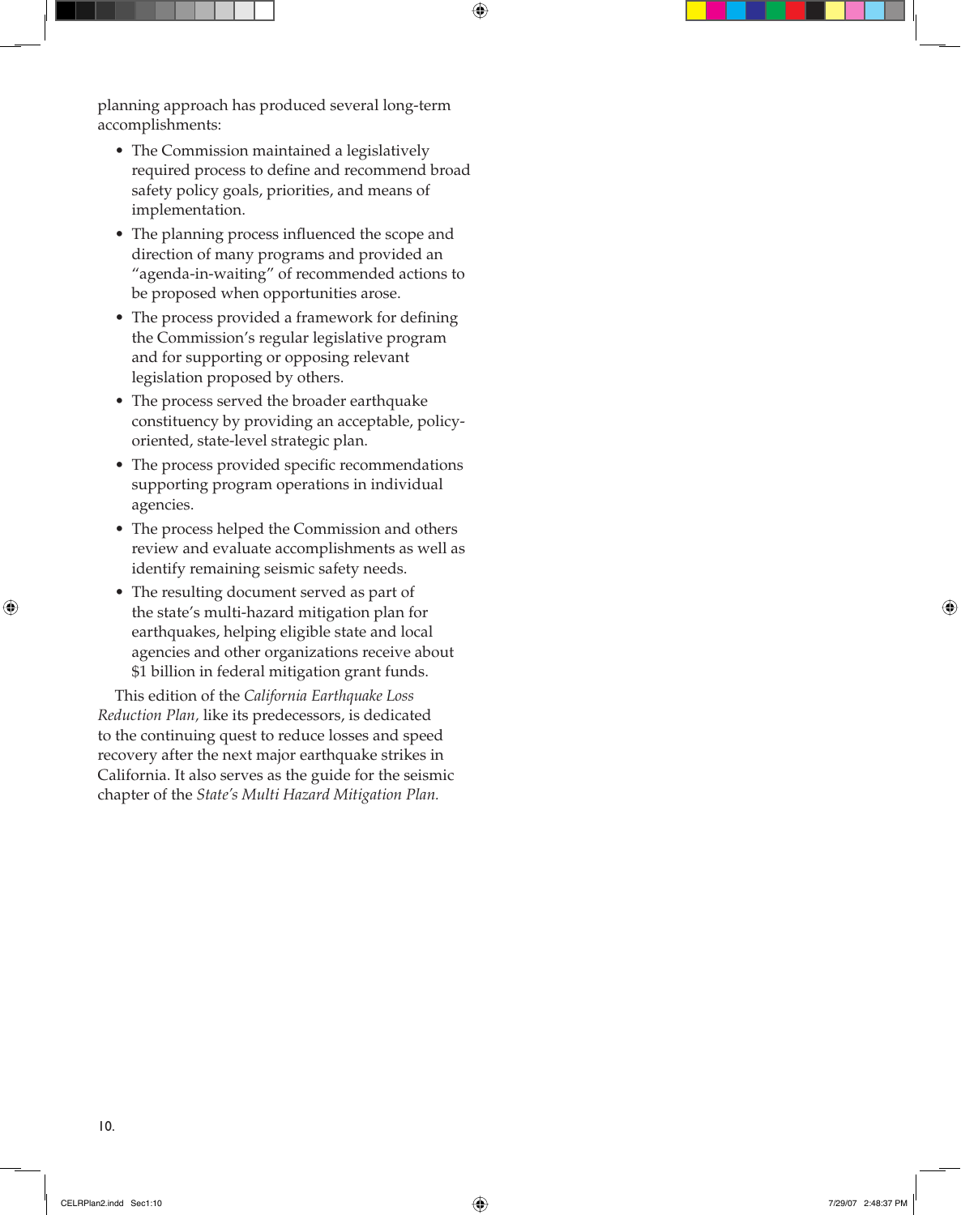planning approach has produced several long-term accomplishments:

- The Commission maintained a legislatively required process to define and recommend broad safety policy goals, priorities, and means of implementation.
- The planning process influenced the scope and direction of many programs and provided an "agenda-in-waiting" of recommended actions to be proposed when opportunities arose.
- The process provided a framework for defining the Commission's regular legislative program and for supporting or opposing relevant legislation proposed by others.
- The process served the broader earthquake constituency by providing an acceptable, policy-oriented, state-level strategic plan.
- The process provided specific recommendations supporting program operations in individual agencies.
- The process helped the Commission and others review and evaluate accomplishments as well as identify remaining seismic safety needs.
- The resulting document served as part of the state's multi-hazard mitigation plan for earthquakes, helping eligible state and local agencies and other organizations receive about $1 billion in federal mitigation grant funds.

This edition of the *California Earthquake Loss Reduction Plan,* like its predecessors, is dedicated to the continuing quest to reduce losses and speed recovery after the next major earthquake strikes in California. It also serves as the guide for the seismic chapter of the *State's Multi Hazard Mitigation Plan.*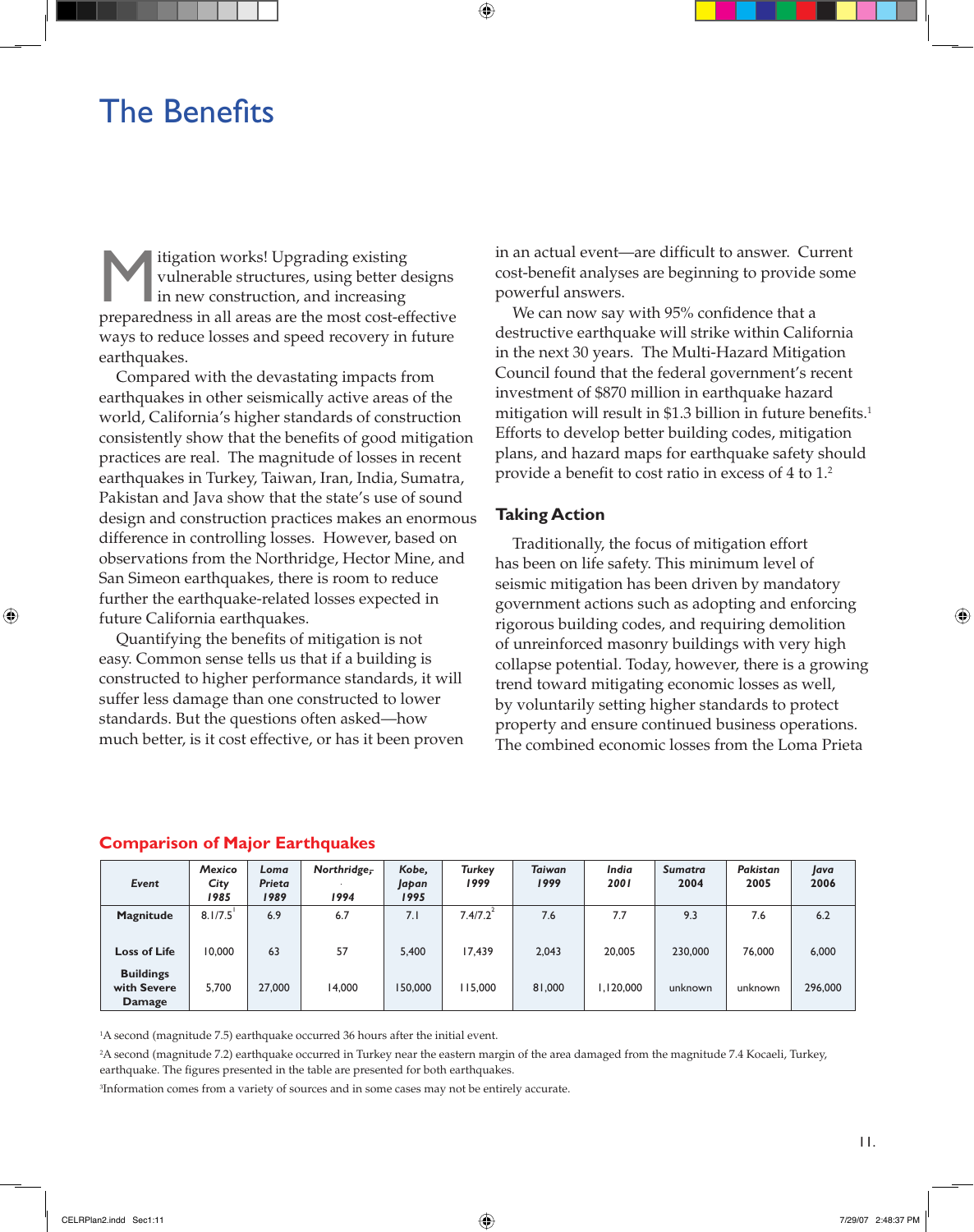# The Benefits

Mitigation works! Upgrading existing vulnerable structures, using better designs in new construction, and increasing preparedness in all areas are the most cost-effective ways to reduce losses and speed recovery in future earthquakes.

Compared with the devastating impacts from earthquakes in other seismically active areas of the world, California's higher standards of construction consistently show that the benefits of good mitigation practices are real. The magnitude of losses in recent earthquakes in Turkey, Taiwan, Iran, India, Sumatra, Pakistan and Java show that the state's use of sound design and construction practices makes an enormous difference in controlling losses. However, based on observations from the Northridge, Hector Mine, and San Simeon earthquakes, there is room to reduce further the earthquake-related losses expected in future California earthquakes.

Quantifying the benefits of mitigation is not easy. Common sense tells us that if a building is constructed to higher performance standards, it will suffer less damage than one constructed to lower standards. But the questions often asked—how much better, is it cost effective, or has it been proven in an actual event—are difficult to answer. Current cost-benefit analyses are beginning to provide some powerful answers.

We can now say with 95% confidence that a destructive earthquake will strike within California in the next 30 years. The Multi-Hazard Mitigation Council found that the federal government's recent investment of $870 million in earthquake hazard mitigation will result in $1.3 billion in future benefits.[1] Efforts to develop better building codes, mitigation plans, and hazard maps for earthquake safety should provide a benefit to cost ratio in excess of 4 to 1.[2]

### Taking Action

Traditionally, the focus of mitigation effort has been on life safety. This minimum level of seismic mitigation has been driven by mandatory government actions such as adopting and enforcing rigorous building codes, and requiring demolition of unreinforced masonry buildings with very high collapse potential. Today, however, there is a growing trend toward mitigating economic losses as well, by voluntarily setting higher standards to protect property and ensure continued business operations. The combined economic losses from the Loma Prieta

## Comparison of Major Earthquakes

| *Event* | *Mexico City 1985* | *Loma Prieta 1989* | *Northridge 1994* | *Kobe, Japan 1995* | *Turkey 1999* | *Taiwan 1999* | *India 2001* | *Sumatra 2004* | *Pakistan 2005* | *Java 2006* |
|---|---|---|---|---|---|---|---|---|---|---|
| **Magnitude** | 8.1/7.5[1] | 6.9 | 6.7 | 7.1 | 7.4/7.2[2] | 7.6 | 7.7 | 9.3 | 7.6 | 6.2 |
| **Loss of Life** | 10,000 | 63 | 57 | 5,400 | 17,439 | 2,043 | 20,005 | 230,000 | 76,000 | 6,000 |
| **Buildings with Severe Damage** | 5,700 | 27,000 | 14,000 | 150,000 | 115,000 | 81,000 | 1,120,000 | unknown | unknown | 296,000 |

[1]A second (magnitude 7.5) earthquake occurred 36 hours after the initial event.

[2]A second (magnitude 7.2) earthquake occurred in Turkey near the eastern margin of the area damaged from the magnitude 7.4 Kocaeli, Turkey, earthquake. The figures presented in the table are presented for both earthquakes.

[3]Information comes from a variety of sources and in some cases may not be entirely accurate.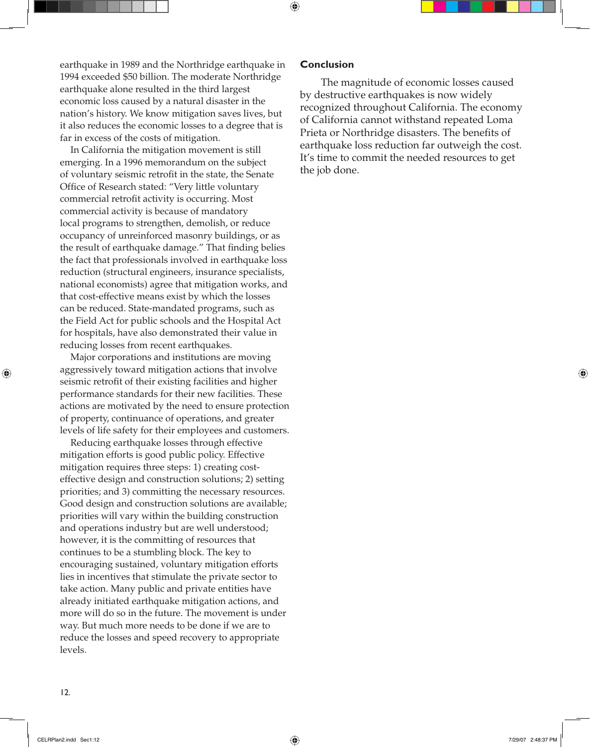earthquake in 1989 and the Northridge earthquake in 1994 exceeded $50 billion. The moderate Northridge earthquake alone resulted in the third largest economic loss caused by a natural disaster in the nation's history. We know mitigation saves lives, but it also reduces the economic losses to a degree that is far in excess of the costs of mitigation.

In California the mitigation movement is still emerging. In a 1996 memorandum on the subject of voluntary seismic retrofit in the state, the Senate Office of Research stated: "Very little voluntary commercial retrofit activity is occurring. Most commercial activity is because of mandatory local programs to strengthen, demolish, or reduce occupancy of unreinforced masonry buildings, or as the result of earthquake damage." That finding belies the fact that professionals involved in earthquake loss reduction (structural engineers, insurance specialists, national economists) agree that mitigation works, and that cost-effective means exist by which the losses can be reduced. State-mandated programs, such as the Field Act for public schools and the Hospital Act for hospitals, have also demonstrated their value in reducing losses from recent earthquakes.

Major corporations and institutions are moving aggressively toward mitigation actions that involve seismic retrofit of their existing facilities and higher performance standards for their new facilities. These actions are motivated by the need to ensure protection of property, continuance of operations, and greater levels of life safety for their employees and customers.

Reducing earthquake losses through effective mitigation efforts is good public policy. Effective mitigation requires three steps: 1) creating cost-effective design and construction solutions; 2) setting priorities; and 3) committing the necessary resources. Good design and construction solutions are available; priorities will vary within the building construction and operations industry but are well understood; however, it is the committing of resources that continues to be a stumbling block. The key to encouraging sustained, voluntary mitigation efforts lies in incentives that stimulate the private sector to take action. Many public and private entities have already initiated earthquake mitigation actions, and more will do so in the future. The movement is under way. But much more needs to be done if we are to reduce the losses and speed recovery to appropriate levels.

## Conclusion

The magnitude of economic losses caused by destructive earthquakes is now widely recognized throughout California. The economy of California cannot withstand repeated Loma Prieta or Northridge disasters. The benefits of earthquake loss reduction far outweigh the cost. It's time to commit the needed resources to get the job done.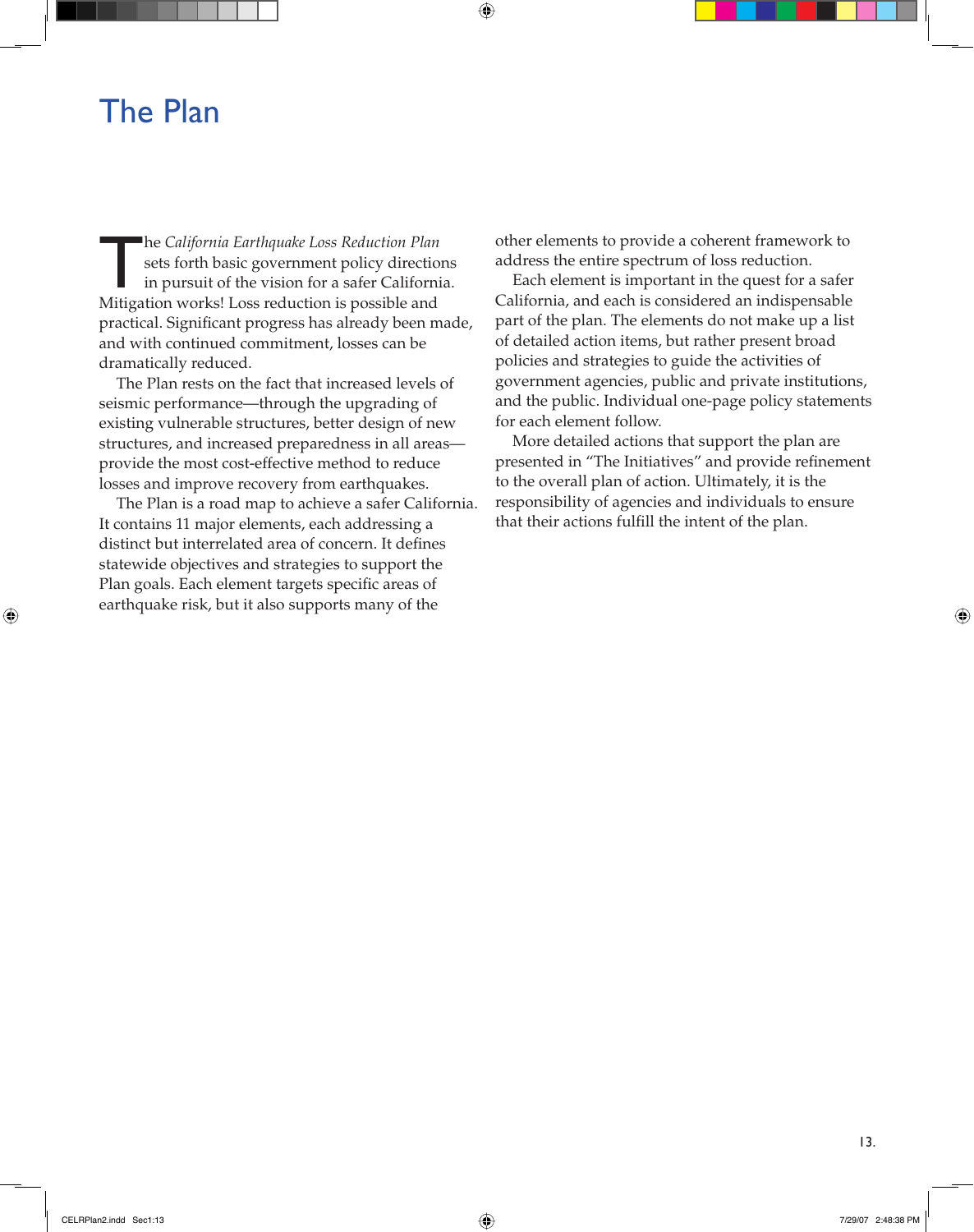# The Plan

The *California Earthquake Loss Reduction Plan* sets forth basic government policy directions in pursuit of the vision for a safer California. Mitigation works! Loss reduction is possible and practical. Significant progress has already been made, and with continued commitment, losses can be dramatically reduced.

The Plan rests on the fact that increased levels of seismic performance—through the upgrading of existing vulnerable structures, better design of new structures, and increased preparedness in all areas—provide the most cost-effective method to reduce losses and improve recovery from earthquakes.

The Plan is a road map to achieve a safer California. It contains 11 major elements, each addressing a distinct but interrelated area of concern. It defines statewide objectives and strategies to support the Plan goals. Each element targets specific areas of earthquake risk, but it also supports many of the other elements to provide a coherent framework to address the entire spectrum of loss reduction.

Each element is important in the quest for a safer California, and each is considered an indispensable part of the plan. The elements do not make up a list of detailed action items, but rather present broad policies and strategies to guide the activities of government agencies, public and private institutions, and the public. Individual one-page policy statements for each element follow.

More detailed actions that support the plan are presented in "The Initiatives" and provide refinement to the overall plan of action. Ultimately, it is the responsibility of agencies and individuals to ensure that their actions fulfill the intent of the plan.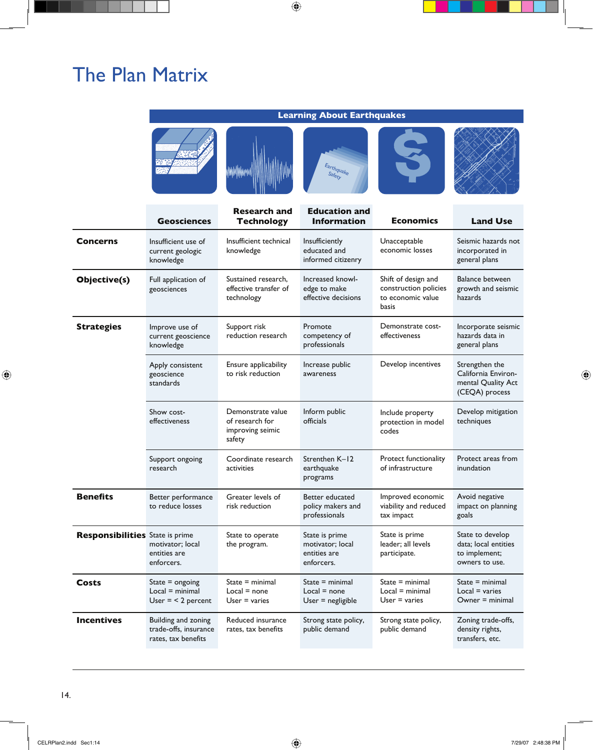# The Plan Matrix

| | Learning About Earthquakes | | | | |
|---|---|---|---|---|---|
| | **Geosciences** | **Research and Technology** | **Education and Information** | **Economics** | **Land Use** |
| **Concerns** | Insufficient use of current geologic knowledge | Insufficient technical knowledge | Insufficiently educated and informed citizenry | Unacceptable economic losses | Seismic hazards not incorporated in general plans |
| **Objective(s)** | Full application of geosciences | Sustained research, effective transfer of technology | Increased knowledge to make effective decisions | Shift of design and construction policies to economic value basis | Balance between growth and seismic hazards |
| **Strategies** | Improve use of current geoscience knowledge | Support risk reduction research | Promote competency of professionals | Demonstrate cost-effectiveness | Incorporate seismic hazards data in general plans |
| | Apply consistent geoscience standards | Ensure applicability to risk reduction | Increase public awareness | Develop incentives | Strengthen the California Environmental Quality Act (CEQA) process |
| | Show cost-effectiveness | Demonstrate value of research for improving seimic safety | Inform public officials | Include property protection in model codes | Develop mitigation techniques |
| | Support ongoing research | Coordinate research activities | Strenthen K–12 earthquake programs | Protect functionality of infrastructure | Protect areas from inundation |
| **Benefits** | Better performance to reduce losses | Greater levels of risk reduction | Better educated policy makers and professionals | Improved economic viability and reduced tax impact | Avoid negative impact on planning goals |
| **Responsibilities** | State is prime motivator; local entities are enforcers. | State to operate the program. | State is prime motivator; local entities are enforcers. | State is prime leader; all levels participate. | State to develop data; local entities to implement; owners to use. |
| **Costs** | State = ongoing<br>Local = minimal<br>User = < 2 percent | State = minimal<br>Local = none<br>User = varies | State = minimal<br>Local = none<br>User = negligible | State = minimal<br>Local = minimal<br>User = varies | State = minimal<br>Local = varies<br>Owner = minimal |
| **Incentives** | Building and zoning trade-offs, insurance rates, tax benefits | Reduced insurance rates, tax benefits | Strong state policy, public demand | Strong state policy, public demand | Zoning trade-offs, density rights, transfers, etc. |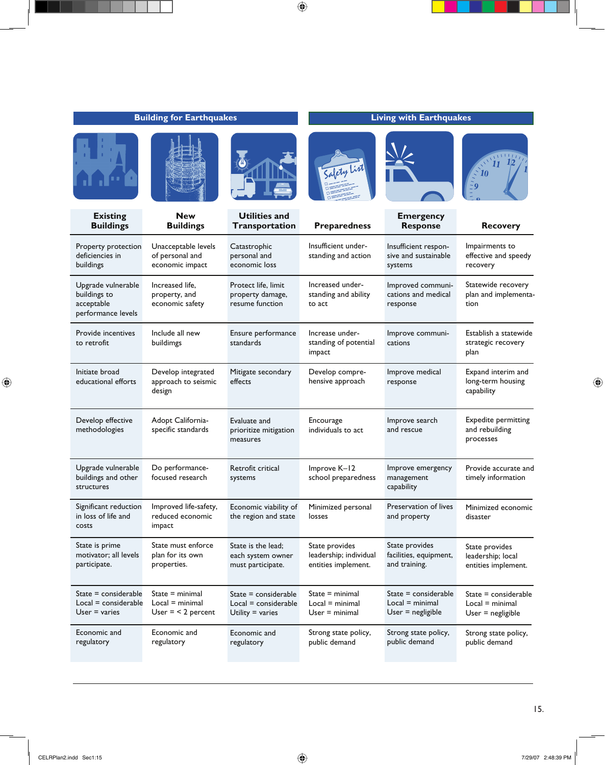| Building for Earthquakes | | | Living with Earthquakes | | |
|---|---|---|---|---|---|
| **Existing Buildings** | **New Buildings** | **Utilities and Transportation** | **Preparedness** | **Emergency Response** | **Recovery** |
| Property protection deficiencies in buildings | Unacceptable levels of personal and economic impact | Catastrophic personal and economic loss | Insufficient understanding and action | Insufficient responsive and sustainable systems | Impairments to effective and speedy recovery |
| Upgrade vulnerable buildings to acceptable performance levels | Increased life, property, and economic safety | Protect life, limit property damage, resume function | Increased understanding and ability to act | Improved communications and medical response | Statewide recovery plan and implementation |
| Provide incentives to retrofit | Include all new buildimgs | Ensure performance standards | Increase understanding of potential impact | Improve communications | Establish a statewide strategic recovery plan |
| Initiate broad educational efforts | Develop integrated approach to seismic design | Mitigate secondary effects | Develop comprehensive approach | Improve medical response | Expand interim and long-term housing capability |
| Develop effective methodologies | Adopt California-specific standards | Evaluate and prioritize mitigation measures | Encourage individuals to act | Improve search and rescue | Expedite permitting and rebuilding processes |
| Upgrade vulnerable buildings and other structures | Do performance-focused research | Retrofit critical systems | Improve K–12 school preparedness | Improve emergency management capability | Provide accurate and timely information |
| Significant reduction in loss of life and costs | Improved life-safety, reduced economic impact | Economic viability of the region and state | Minimized personal losses | Preservation of lives and property | Minimized economic disaster |
| State is prime motivator; all levels participate. | State must enforce plan for its own properties. | State is the lead; each system owner must participate. | State provides leadership; individual entities implement. | State provides facilities, equipment, and training. | State provides leadership; local entities implement. |
| State = considerable<br>Local = considerable<br>User = varies | State = minimal<br>Local = minimal<br>User = < 2 percent | State = considerable<br>Local = considerable<br>Utility = varies | State = minimal<br>Local = minimal<br>User = minimal | State = considerable<br>Local = minimal<br>User = negligible | State = considerable<br>Local = minimal<br>User = negligible |
| Economic and regulatory | Economic and regulatory | Economic and regulatory | Strong state policy, public demand | Strong state policy, public demand | Strong state policy, public demand |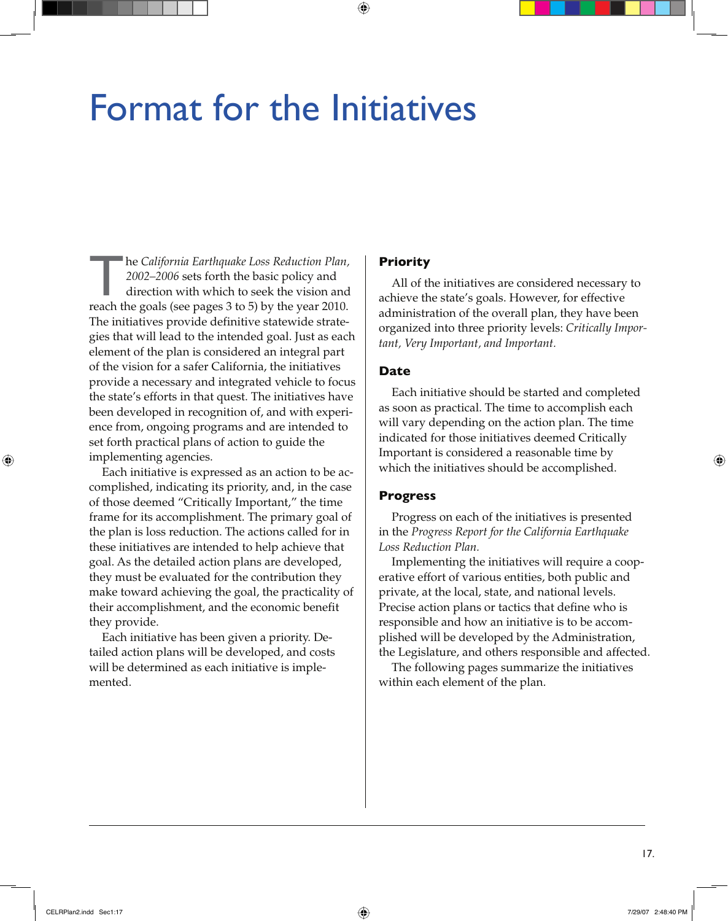# Format for the Initiatives

The *California Earthquake Loss Reduction Plan, 2002–2006* sets forth the basic policy and direction with which to seek the vision and reach the goals (see pages 3 to 5) by the year 2010. The initiatives provide definitive statewide strategies that will lead to the intended goal. Just as each element of the plan is considered an integral part of the vision for a safer California, the initiatives provide a necessary and integrated vehicle to focus the state's efforts in that quest. The initiatives have been developed in recognition of, and with experience from, ongoing programs and are intended to set forth practical plans of action to guide the implementing agencies.

Each initiative is expressed as an action to be accomplished, indicating its priority, and, in the case of those deemed "Critically Important," the time frame for its accomplishment. The primary goal of the plan is loss reduction. The actions called for in these initiatives are intended to help achieve that goal. As the detailed action plans are developed, they must be evaluated for the contribution they make toward achieving the goal, the practicality of their accomplishment, and the economic benefit they provide.

Each initiative has been given a priority. Detailed action plans will be developed, and costs will be determined as each initiative is implemented.

## Priority

All of the initiatives are considered necessary to achieve the state's goals. However, for effective administration of the overall plan, they have been organized into three priority levels: *Critically Important, Very Important, and Important.*

## Date

Each initiative should be started and completed as soon as practical. The time to accomplish each will vary depending on the action plan. The time indicated for those initiatives deemed Critically Important is considered a reasonable time by which the initiatives should be accomplished.

## Progress

Progress on each of the initiatives is presented in the *Progress Report for the California Earthquake Loss Reduction Plan.*

Implementing the initiatives will require a cooperative effort of various entities, both public and private, at the local, state, and national levels. Precise action plans or tactics that define who is responsible and how an initiative is to be accomplished will be developed by the Administration, the Legislature, and others responsible and affected.

The following pages summarize the initiatives within each element of the plan.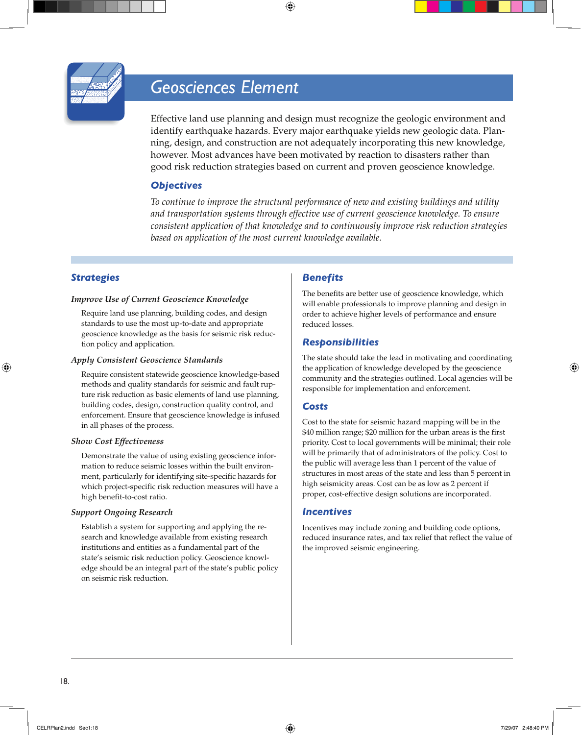# Geosciences Element

Effective land use planning and design must recognize the geologic environment and identify earthquake hazards. Every major earthquake yields new geologic data. Planning, design, and construction are not adequately incorporating this new knowledge, however. Most advances have been motivated by reaction to disasters rather than good risk reduction strategies based on current and proven geoscience knowledge.

## Objectives

*To continue to improve the structural performance of new and existing buildings and utility and transportation systems through effective use of current geoscience knowledge. To ensure consistent application of that knowledge and to continuously improve risk reduction strategies based on application of the most current knowledge available.*

## Strategies

### *Improve Use of Current Geoscience Knowledge*

Require land use planning, building codes, and design standards to use the most up-to-date and appropriate geoscience knowledge as the basis for seismic risk reduction policy and application.

### *Apply Consistent Geoscience Standards*

Require consistent statewide geoscience knowledge-based methods and quality standards for seismic and fault rupture risk reduction as basic elements of land use planning, building codes, design, construction quality control, and enforcement. Ensure that geoscience knowledge is infused in all phases of the process.

### *Show Cost Effectiveness*

Demonstrate the value of using existing geoscience information to reduce seismic losses within the built environment, particularly for identifying site-specific hazards for which project-specific risk reduction measures will have a high benefit-to-cost ratio.

### *Support Ongoing Research*

Establish a system for supporting and applying the research and knowledge available from existing research institutions and entities as a fundamental part of the state's seismic risk reduction policy. Geoscience knowledge should be an integral part of the state's public policy on seismic risk reduction.

## Benefits

The benefits are better use of geoscience knowledge, which will enable professionals to improve planning and design in order to achieve higher levels of performance and ensure reduced losses.

## Responsibilities

The state should take the lead in motivating and coordinating the application of knowledge developed by the geoscience community and the strategies outlined. Local agencies will be responsible for implementation and enforcement.

## Costs

Cost to the state for seismic hazard mapping will be in the $40 million range; $20 million for the urban areas is the first priority. Cost to local governments will be minimal; their role will be primarily that of administrators of the policy. Cost to the public will average less than 1 percent of the value of structures in most areas of the state and less than 5 percent in high seismicity areas. Cost can be as low as 2 percent if proper, cost-effective design solutions are incorporated.

## Incentives

Incentives may include zoning and building code options, reduced insurance rates, and tax relief that reflect the value of the improved seismic engineering.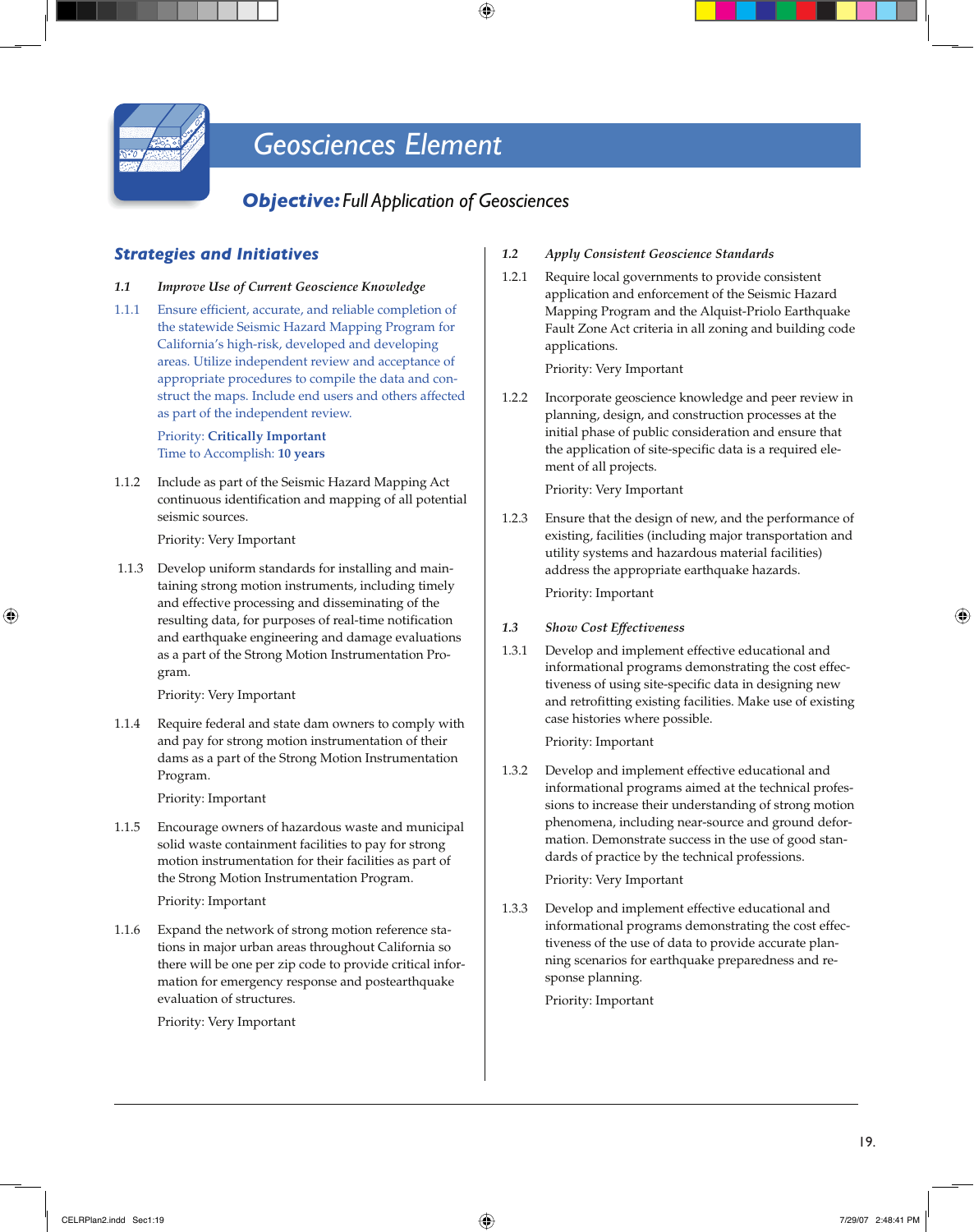# Geosciences Element

## ***Objective:*** *Full Application of Geosciences*

### ***Strategies and Initiatives***

**1.1** ***Improve Use of Current Geoscience Knowledge***

1.1.1 Ensure efficient, accurate, and reliable completion of the statewide Seismic Hazard Mapping Program for California's high-risk, developed and developing areas. Utilize independent review and acceptance of appropriate procedures to compile the data and construct the maps. Include end users and others affected as part of the independent review.

Priority: **Critically Important**
Time to Accomplish: **10 years**

1.1.2 Include as part of the Seismic Hazard Mapping Act continuous identification and mapping of all potential seismic sources.

Priority: Very Important

1.1.3 Develop uniform standards for installing and maintaining strong motion instruments, including timely and effective processing and disseminating of the resulting data, for purposes of real-time notification and earthquake engineering and damage evaluations as a part of the Strong Motion Instrumentation Program.

Priority: Very Important

1.1.4 Require federal and state dam owners to comply with and pay for strong motion instrumentation of their dams as a part of the Strong Motion Instrumentation Program.

Priority: Important

1.1.5 Encourage owners of hazardous waste and municipal solid waste containment facilities to pay for strong motion instrumentation for their facilities as part of the Strong Motion Instrumentation Program.

Priority: Important

1.1.6 Expand the network of strong motion reference stations in major urban areas throughout California so there will be one per zip code to provide critical information for emergency response and postearthquake evaluation of structures.

Priority: Very Important

**1.2** ***Apply Consistent Geoscience Standards***

1.2.1 Require local governments to provide consistent application and enforcement of the Seismic Hazard Mapping Program and the Alquist-Priolo Earthquake Fault Zone Act criteria in all zoning and building code applications.

Priority: Very Important

1.2.2 Incorporate geoscience knowledge and peer review in planning, design, and construction processes at the initial phase of public consideration and ensure that the application of site-specific data is a required element of all projects.

Priority: Very Important

1.2.3 Ensure that the design of new, and the performance of existing, facilities (including major transportation and utility systems and hazardous material facilities) address the appropriate earthquake hazards.

Priority: Important

**1.3** ***Show Cost Effectiveness***

1.3.1 Develop and implement effective educational and informational programs demonstrating the cost effectiveness of using site-specific data in designing new and retrofitting existing facilities. Make use of existing case histories where possible.

Priority: Important

1.3.2 Develop and implement effective educational and informational programs aimed at the technical professions to increase their understanding of strong motion phenomena, including near-source and ground deformation. Demonstrate success in the use of good standards of practice by the technical professions.

Priority: Very Important

1.3.3 Develop and implement effective educational and informational programs demonstrating the cost effectiveness of the use of data to provide accurate planning scenarios for earthquake preparedness and response planning.

Priority: Important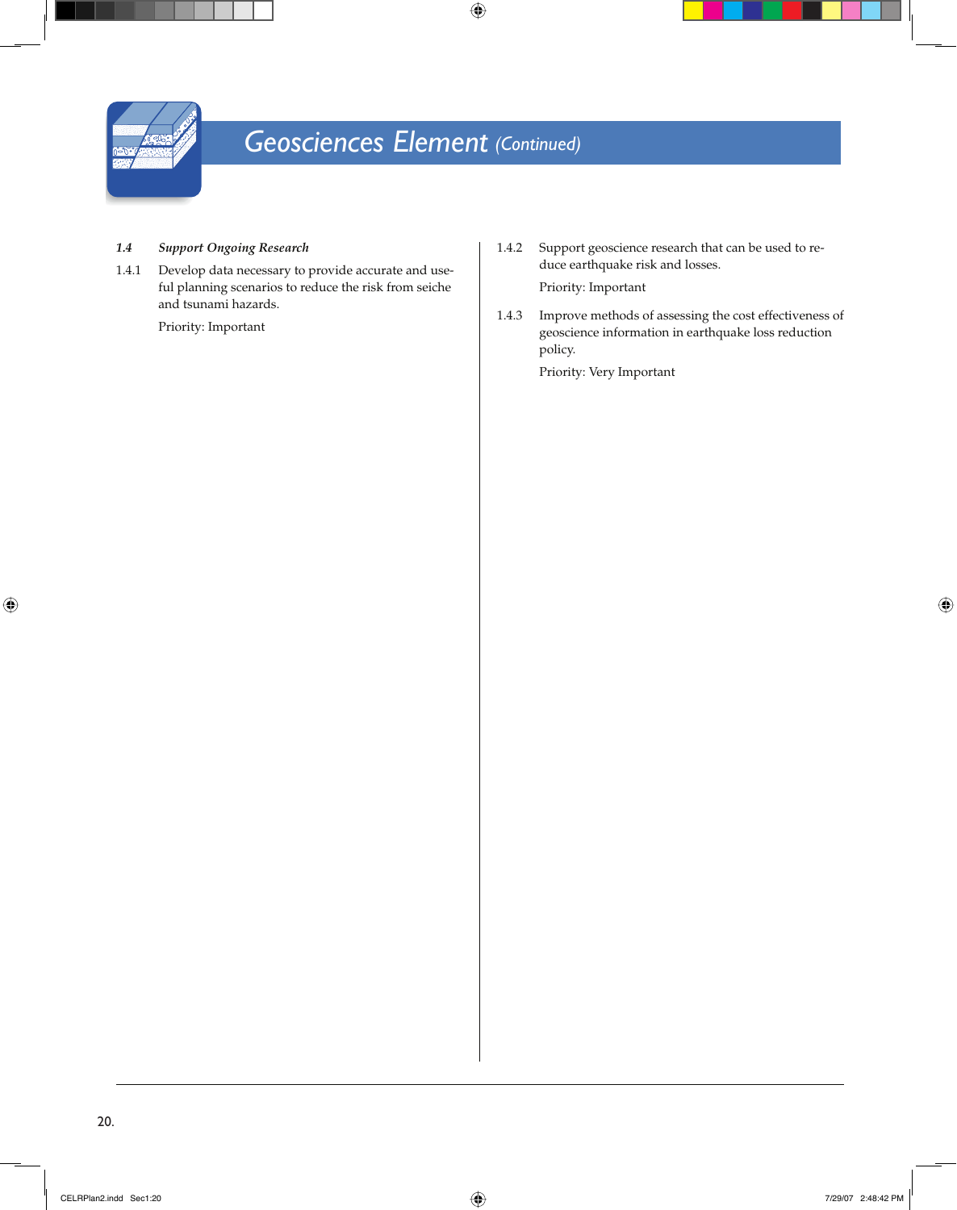# Geosciences Element *(Continued)*

*1.4 Support Ongoing Research*

1.4.1 Develop data necessary to provide accurate and useful planning scenarios to reduce the risk from seiche and tsunami hazards.

Priority: Important

1.4.2 Support geoscience research that can be used to reduce earthquake risk and losses.

Priority: Important

1.4.3 Improve methods of assessing the cost effectiveness of geoscience information in earthquake loss reduction policy.

Priority: Very Important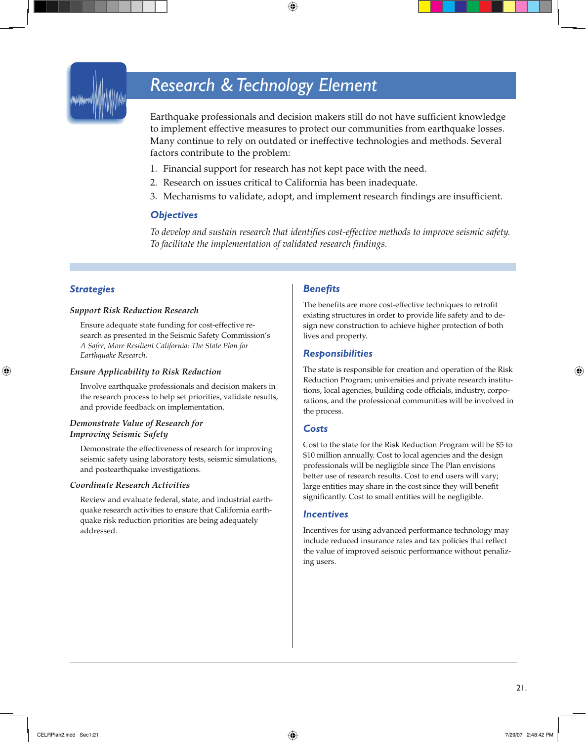# Research & Technology Element

Earthquake professionals and decision makers still do not have sufficient knowledge to implement effective measures to protect our communities from earthquake losses. Many continue to rely on outdated or ineffective technologies and methods. Several factors contribute to the problem:

1. Financial support for research has not kept pace with the need.
2. Research on issues critical to California has been inadequate.
3. Mechanisms to validate, adopt, and implement research findings are insufficient.

## Objectives

*To develop and sustain research that identifies cost-effective methods to improve seismic safety. To facilitate the implementation of validated research findings.*

## Strategies

### *Support Risk Reduction Research*

Ensure adequate state funding for cost-effective research as presented in the Seismic Safety Commission's *A Safer, More Resilient California: The State Plan for Earthquake Research.*

### *Ensure Applicability to Risk Reduction*

Involve earthquake professionals and decision makers in the research process to help set priorities, validate results, and provide feedback on implementation.

### *Demonstrate Value of Research for Improving Seismic Safety*

Demonstrate the effectiveness of research for improving seismic safety using laboratory tests, seismic simulations, and postearthquake investigations.

### *Coordinate Research Activities*

Review and evaluate federal, state, and industrial earthquake research activities to ensure that California earthquake risk reduction priorities are being adequately addressed.

## Benefits

The benefits are more cost-effective techniques to retrofit existing structures in order to provide life safety and to design new construction to achieve higher protection of both lives and property.

## Responsibilities

The state is responsible for creation and operation of the Risk Reduction Program; universities and private research institutions, local agencies, building code officials, industry, corporations, and the professional communities will be involved in the process.

## Costs

Cost to the state for the Risk Reduction Program will be $5 to $10 million annually. Cost to local agencies and the design professionals will be negligible since The Plan envisions better use of research results. Cost to end users will vary; large entities may share in the cost since they will benefit significantly. Cost to small entities will be negligible.

## Incentives

Incentives for using advanced performance technology may include reduced insurance rates and tax policies that reflect the value of improved seismic performance without penalizing users.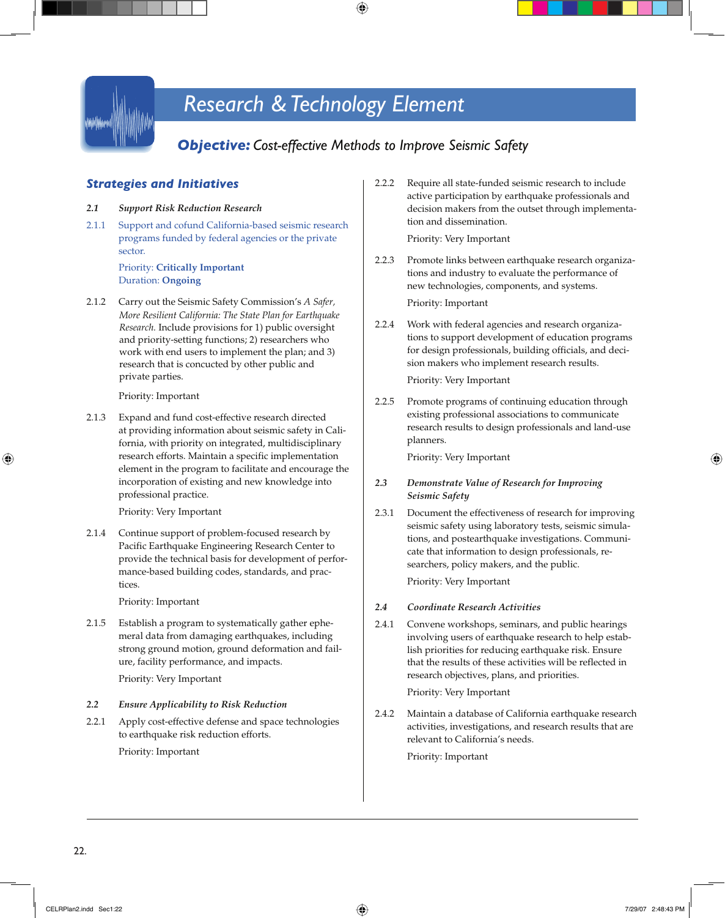# Research & Technology Element

## *Objective:* Cost-effective Methods to Improve Seismic Safety

### Strategies and Initiatives

**2.1 *Support Risk Reduction Research***

2.1.1 Support and cofund California-based seismic research programs funded by federal agencies or the private sector.

Priority: **Critically Important**
Duration: **Ongoing**

2.1.2 Carry out the Seismic Safety Commission's *A Safer, More Resilient California: The State Plan for Earthquake Research.* Include provisions for 1) public oversight and priority-setting functions; 2) researchers who work with end users to implement the plan; and 3) research that is concucted by other public and private parties.

Priority: Important

2.1.3 Expand and fund cost-effective research directed at providing information about seismic safety in California, with priority on integrated, multidisciplinary research efforts. Maintain a specific implementation element in the program to facilitate and encourage the incorporation of existing and new knowledge into professional practice.

Priority: Very Important

2.1.4 Continue support of problem-focused research by Pacific Earthquake Engineering Research Center to provide the technical basis for development of performance-based building codes, standards, and practices.

Priority: Important

2.1.5 Establish a program to systematically gather ephemeral data from damaging earthquakes, including strong ground motion, ground deformation and failure, facility performance, and impacts.

Priority: Very Important

**2.2 *Ensure Applicability to Risk Reduction***

2.2.1 Apply cost-effective defense and space technologies to earthquake risk reduction efforts.

Priority: Important

2.2.2 Require all state-funded seismic research to include active participation by earthquake professionals and decision makers from the outset through implementation and dissemination.

Priority: Very Important

2.2.3 Promote links between earthquake research organizations and industry to evaluate the performance of new technologies, components, and systems.

Priority: Important

2.2.4 Work with federal agencies and research organizations to support development of education programs for design professionals, building officials, and decision makers who implement research results.

Priority: Very Important

2.2.5 Promote programs of continuing education through existing professional associations to communicate research results to design professionals and land-use planners.

Priority: Very Important

**2.3 *Demonstrate Value of Research for Improving Seismic Safety***

2.3.1 Document the effectiveness of research for improving seismic safety using laboratory tests, seismic simulations, and postearthquake investigations. Communicate that information to design professionals, researchers, policy makers, and the public.

Priority: Very Important

**2.4 *Coordinate Research Activities***

2.4.1 Convene workshops, seminars, and public hearings involving users of earthquake research to help establish priorities for reducing earthquake risk. Ensure that the results of these activities will be reflected in research objectives, plans, and priorities.

Priority: Very Important

2.4.2 Maintain a database of California earthquake research activities, investigations, and research results that are relevant to California's needs.

Priority: Important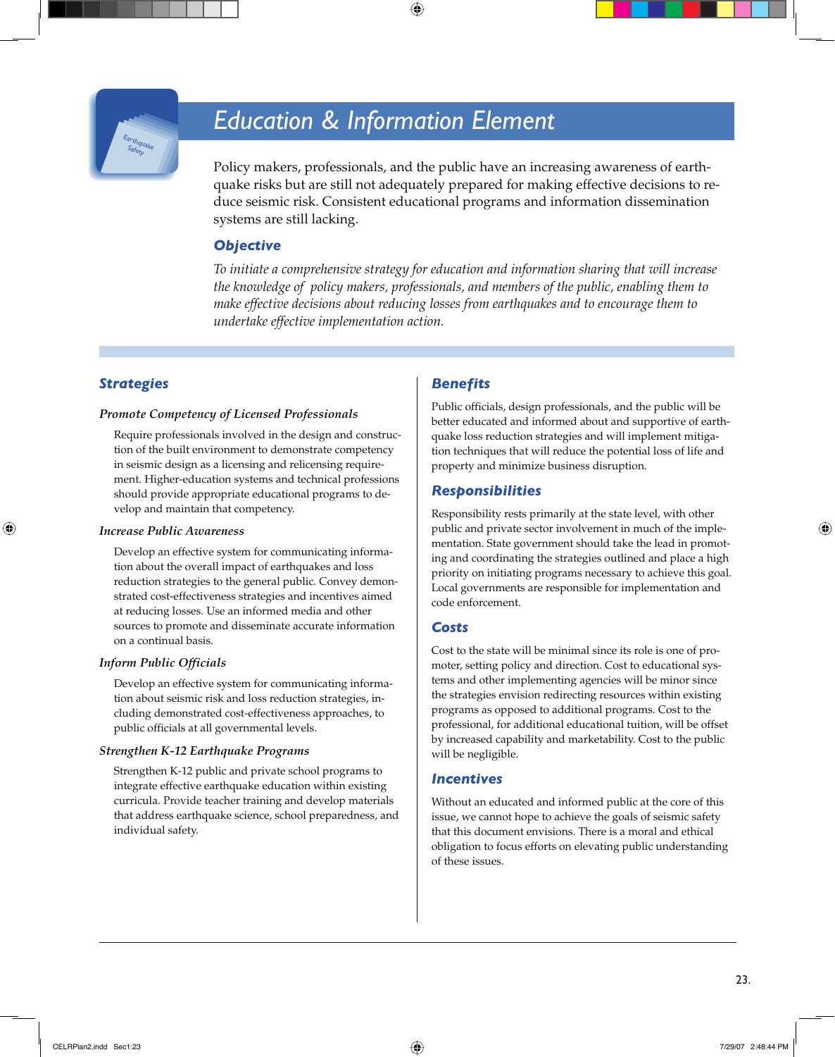// Education & Information Element

# Education & Information Element

Policy makers, professionals, and the public have an increasing awareness of earthquake risks but are still not adequately prepared for making effective decisions to reduce seismic risk. Consistent educational programs and information dissemination systems are still lacking.

## Objective

*To initiate a comprehensive strategy for education and information sharing that will increase the knowledge of policy makers, professionals, and members of the public, enabling them to make effective decisions about reducing losses from earthquakes and to encourage them to undertake effective implementation action.*

## Strategies

### *Promote Competency of Licensed Professionals*

Require professionals involved in the design and construction of the built environment to demonstrate competency in seismic design as a licensing and relicensing requirement. Higher-education systems and technical professions should provide appropriate educational programs to develop and maintain that competency.

### *Increase Public Awareness*

Develop an effective system for communicating information about the overall impact of earthquakes and loss reduction strategies to the general public. Convey demonstrated cost-effectiveness strategies and incentives aimed at reducing losses. Use an informed media and other sources to promote and disseminate accurate information on a continual basis.

### *Inform Public Officials*

Develop an effective system for communicating information about seismic risk and loss reduction strategies, including demonstrated cost-effectiveness approaches, to public officials at all governmental levels.

### *Strengthen K-12 Earthquake Programs*

Strengthen K-12 public and private school programs to integrate effective earthquake education within existing curricula. Provide teacher training and develop materials that address earthquake science, school preparedness, and individual safety.

## Benefits

Public officials, design professionals, and the public will be better educated and informed about and supportive of earthquake loss reduction strategies and will implement mitigation techniques that will reduce the potential loss of life and property and minimize business disruption.

## Responsibilities

Responsibility rests primarily at the state level, with other public and private sector involvement in much of the implementation. State government should take the lead in promoting and coordinating the strategies outlined and place a high priority on initiating programs necessary to achieve this goal. Local governments are responsible for implementation and code enforcement.

## Costs

Cost to the state will be minimal since its role is one of promoter, setting policy and direction. Cost to educational systems and other implementing agencies will be minor since the strategies envision redirecting resources within existing programs as opposed to additional programs. Cost to the professional, for additional educational tuition, will be offset by increased capability and marketability. Cost to the public will be negligible.

## Incentives

Without an educated and informed public at the core of this issue, we cannot hope to achieve the goals of seismic safety that this document envisions. There is a moral and ethical obligation to focus efforts on elevating public understanding of these issues.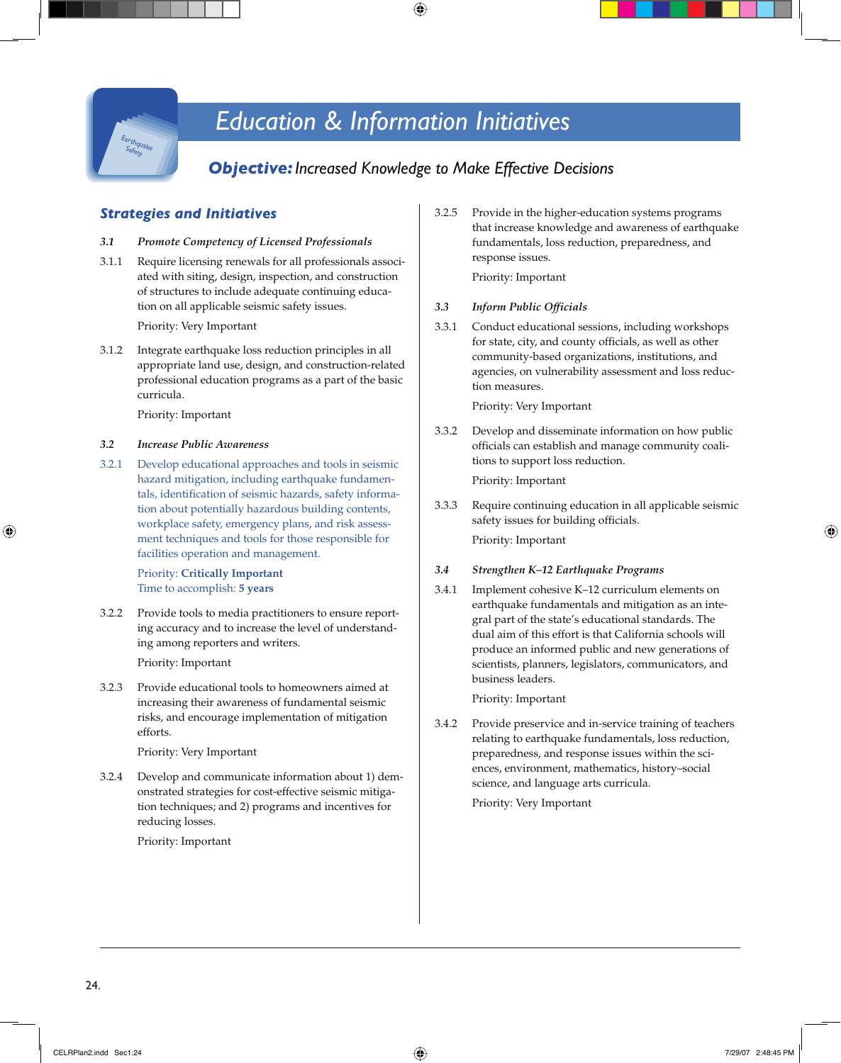# Education & Information Initiatives

## Objective: *Increased Knowledge to Make Effective Decisions*

### Strategies and Initiatives

**3.1 *Promote Competency of Licensed Professionals***

3.1.1 Require licensing renewals for all professionals associated with siting, design, inspection, and construction of structures to include adequate continuing education on all applicable seismic safety issues.

Priority: Very Important

3.1.2 Integrate earthquake loss reduction principles in all appropriate land use, design, and construction-related professional education programs as a part of the basic curricula.

Priority: Important

**3.2 *Increase Public Awareness***

3.2.1 Develop educational approaches and tools in seismic hazard mitigation, including earthquake fundamentals, identification of seismic hazards, safety information about potentially hazardous building contents, workplace safety, emergency plans, and risk assessment techniques and tools for those responsible for facilities operation and management.

Priority: **Critically Important**
Time to accomplish: **5 years**

3.2.2 Provide tools to media practitioners to ensure reporting accuracy and to increase the level of understanding among reporters and writers.

Priority: Important

3.2.3 Provide educational tools to homeowners aimed at increasing their awareness of fundamental seismic risks, and encourage implementation of mitigation efforts.

Priority: Very Important

3.2.4 Develop and communicate information about 1) demonstrated strategies for cost-effective seismic mitigation techniques; and 2) programs and incentives for reducing losses.

Priority: Important

3.2.5 Provide in the higher-education systems programs that increase knowledge and awareness of earthquake fundamentals, loss reduction, preparedness, and response issues.

Priority: Important

**3.3 *Inform Public Officials***

3.3.1 Conduct educational sessions, including workshops for state, city, and county officials, as well as other community-based organizations, institutions, and agencies, on vulnerability assessment and loss reduction measures.

Priority: Very Important

3.3.2 Develop and disseminate information on how public officials can establish and manage community coalitions to support loss reduction.

Priority: Important

3.3.3 Require continuing education in all applicable seismic safety issues for building officials.

Priority: Important

**3.4 *Strengthen K–12 Earthquake Programs***

3.4.1 Implement cohesive K–12 curriculum elements on earthquake fundamentals and mitigation as an integral part of the state's educational standards. The dual aim of this effort is that California schools will produce an informed public and new generations of scientists, planners, legislators, communicators, and business leaders.

Priority: Important

3.4.2 Provide preservice and in-service training of teachers relating to earthquake fundamentals, loss reduction, preparedness, and response issues within the sciences, environment, mathematics, history–social science, and language arts curricula.

Priority: Very Important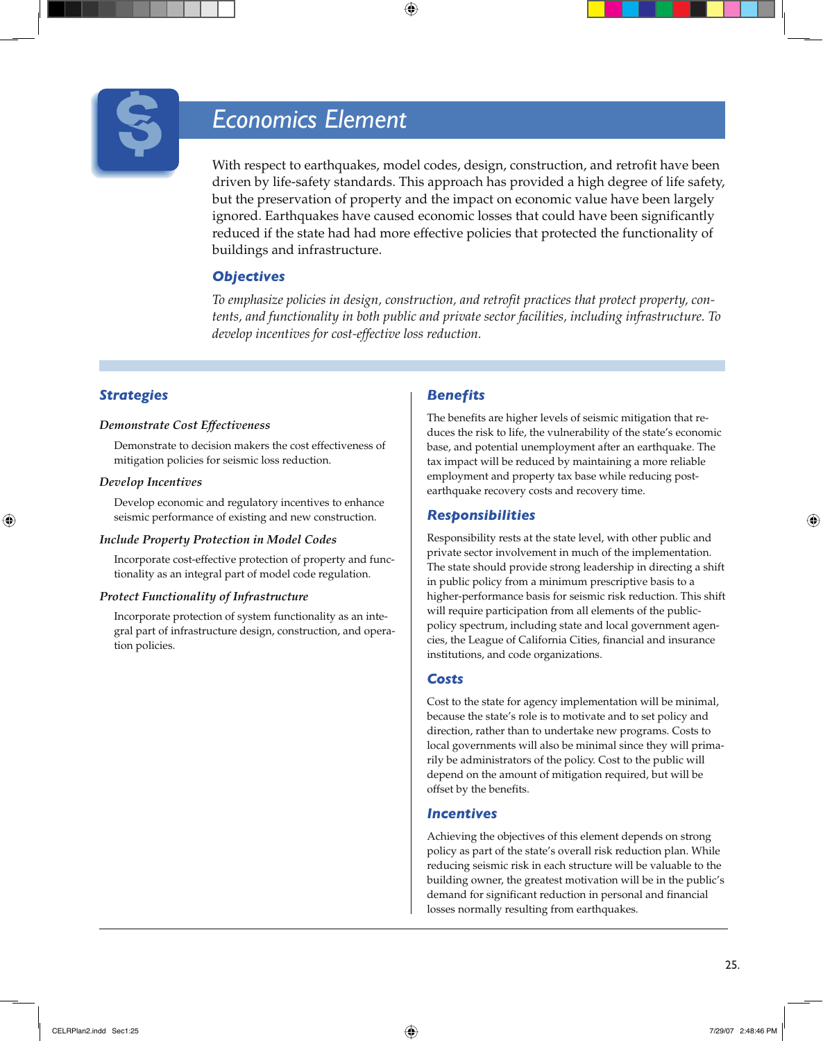# Economics Element

With respect to earthquakes, model codes, design, construction, and retrofit have been driven by life-safety standards. This approach has provided a high degree of life safety, but the preservation of property and the impact on economic value have been largely ignored. Earthquakes have caused economic losses that could have been significantly reduced if the state had had more effective policies that protected the functionality of buildings and infrastructure.

## Objectives

*To emphasize policies in design, construction, and retrofit practices that protect property, contents, and functionality in both public and private sector facilities, including infrastructure. To develop incentives for cost-effective loss reduction.*

## Strategies

*Demonstrate Cost Effectiveness*

Demonstrate to decision makers the cost effectiveness of mitigation policies for seismic loss reduction.

*Develop Incentives*

Develop economic and regulatory incentives to enhance seismic performance of existing and new construction.

*Include Property Protection in Model Codes*

Incorporate cost-effective protection of property and functionality as an integral part of model code regulation.

*Protect Functionality of Infrastructure*

Incorporate protection of system functionality as an integral part of infrastructure design, construction, and operation policies.

## Benefits

The benefits are higher levels of seismic mitigation that reduces the risk to life, the vulnerability of the state's economic base, and potential unemployment after an earthquake. The tax impact will be reduced by maintaining a more reliable employment and property tax base while reducing post-earthquake recovery costs and recovery time.

## Responsibilities

Responsibility rests at the state level, with other public and private sector involvement in much of the implementation. The state should provide strong leadership in directing a shift in public policy from a minimum prescriptive basis to a higher-performance basis for seismic risk reduction. This shift will require participation from all elements of the public-policy spectrum, including state and local government agencies, the League of California Cities, financial and insurance institutions, and code organizations.

## Costs

Cost to the state for agency implementation will be minimal, because the state's role is to motivate and to set policy and direction, rather than to undertake new programs. Costs to local governments will also be minimal since they will primarily be administrators of the policy. Cost to the public will depend on the amount of mitigation required, but will be offset by the benefits.

## Incentives

Achieving the objectives of this element depends on strong policy as part of the state's overall risk reduction plan. While reducing seismic risk in each structure will be valuable to the building owner, the greatest motivation will be in the public's demand for significant reduction in personal and financial losses normally resulting from earthquakes.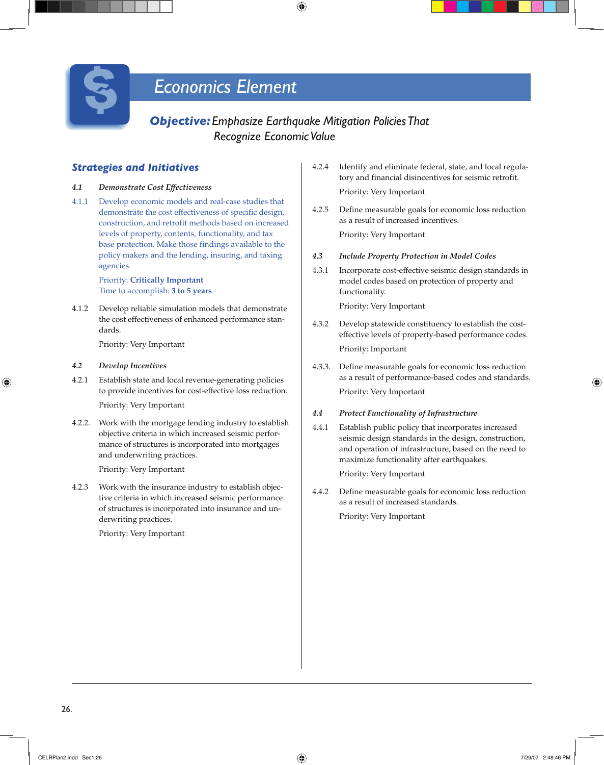# Economics Element

***Objective:** Emphasize Earthquake Mitigation Policies That Recognize Economic Value*

## Strategies and Initiatives

### *4.1 Demonstrate Cost Effectiveness*

4.1.1 Develop economic models and real-case studies that demonstrate the cost effectiveness of specific design, construction, and retrofit methods based on increased levels of property, contents, functionality, and tax base protection. Make those findings available to the policy makers and the lending, insuring, and taxing agencies.

Priority: **Critically Important**
Time to accomplish: **3 to 5 years**

4.1.2 Develop reliable simulation models that demonstrate the cost effectiveness of enhanced performance standards.

Priority: Very Important

### *4.2 Develop Incentives*

4.2.1 Establish state and local revenue-generating policies to provide incentives for cost-effective loss reduction.

Priority: Very Important

4.2.2. Work with the mortgage lending industry to establish objective criteria in which increased seismic performance of structures is incorporated into mortgages and underwriting practices.

Priority: Very Important

4.2.3 Work with the insurance industry to establish objective criteria in which increased seismic performance of structures is incorporated into insurance and underwriting practices.

Priority: Very Important

4.2.4 Identify and eliminate federal, state, and local regulatory and financial disincentives for seismic retrofit.

Priority: Very Important

4.2.5 Define measurable goals for economic loss reduction as a result of increased incentives.

Priority: Very Important

### *4.3 Include Property Protection in Model Codes*

4.3.1 Incorporate cost-effective seismic design standards in model codes based on protection of property and functionality.

Priority: Very Important

4.3.2 Develop statewide constituency to establish the cost-effective levels of property-based performance codes.

Priority: Important

4.3.3. Define measurable goals for economic loss reduction as a result of performance-based codes and standards.

Priority: Very Important

### *4.4 Protect Functionality of Infrastructure*

4.4.1 Establish public policy that incorporates increased seismic design standards in the design, construction, and operation of infrastructure, based on the need to maximize functionality after earthquakes.

Priority: Very Important

4.4.2 Define measurable goals for economic loss reduction as a result of increased standards.

Priority: Very Important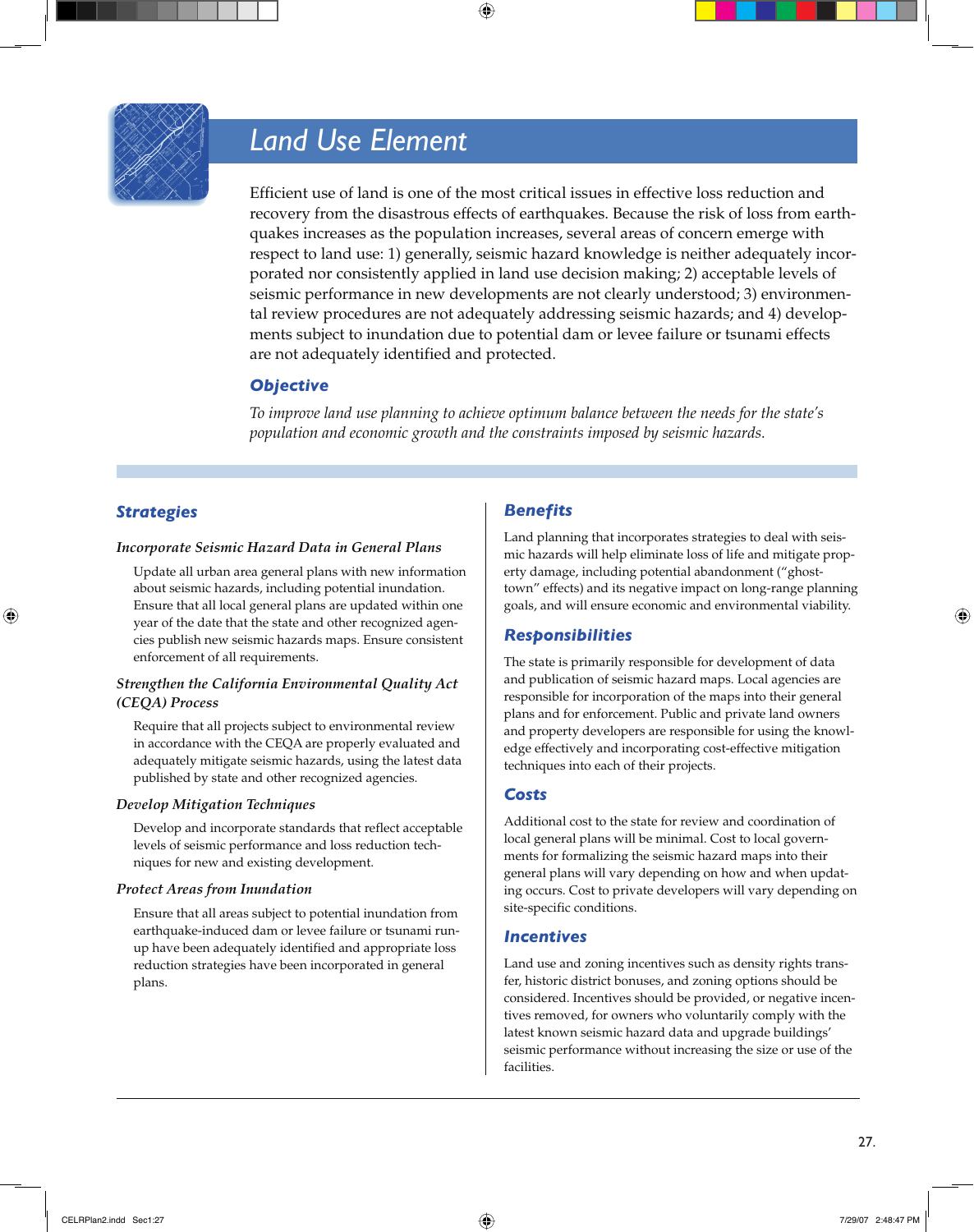# Land Use Element

Efficient use of land is one of the most critical issues in effective loss reduction and recovery from the disastrous effects of earthquakes. Because the risk of loss from earthquakes increases as the population increases, several areas of concern emerge with respect to land use: 1) generally, seismic hazard knowledge is neither adequately incorporated nor consistently applied in land use decision making; 2) acceptable levels of seismic performance in new developments are not clearly understood; 3) environmental review procedures are not adequately addressing seismic hazards; and 4) developments subject to inundation due to potential dam or levee failure or tsunami effects are not adequately identified and protected.

## Objective

*To improve land use planning to achieve optimum balance between the needs for the state's population and economic growth and the constraints imposed by seismic hazards.*

## Strategies

### *Incorporate Seismic Hazard Data in General Plans*

Update all urban area general plans with new information about seismic hazards, including potential inundation. Ensure that all local general plans are updated within one year of the date that the state and other recognized agencies publish new seismic hazards maps. Ensure consistent enforcement of all requirements.

### *Strengthen the California Environmental Quality Act (CEQA) Process*

Require that all projects subject to environmental review in accordance with the CEQA are properly evaluated and adequately mitigate seismic hazards, using the latest data published by state and other recognized agencies.

### *Develop Mitigation Techniques*

Develop and incorporate standards that reflect acceptable levels of seismic performance and loss reduction techniques for new and existing development.

### *Protect Areas from Inundation*

Ensure that all areas subject to potential inundation from earthquake-induced dam or levee failure or tsunami runup have been adequately identified and appropriate loss reduction strategies have been incorporated in general plans.

## Benefits

Land planning that incorporates strategies to deal with seismic hazards will help eliminate loss of life and mitigate property damage, including potential abandonment ("ghost-town" effects) and its negative impact on long-range planning goals, and will ensure economic and environmental viability.

## Responsibilities

The state is primarily responsible for development of data and publication of seismic hazard maps. Local agencies are responsible for incorporation of the maps into their general plans and for enforcement. Public and private land owners and property developers are responsible for using the knowledge effectively and incorporating cost-effective mitigation techniques into each of their projects.

## Costs

Additional cost to the state for review and coordination of local general plans will be minimal. Cost to local governments for formalizing the seismic hazard maps into their general plans will vary depending on how and when updating occurs. Cost to private developers will vary depending on site-specific conditions.

## Incentives

Land use and zoning incentives such as density rights transfer, historic district bonuses, and zoning options should be considered. Incentives should be provided, or negative incentives removed, for owners who voluntarily comply with the latest known seismic hazard data and upgrade buildings' seismic performance without increasing the size or use of the facilities.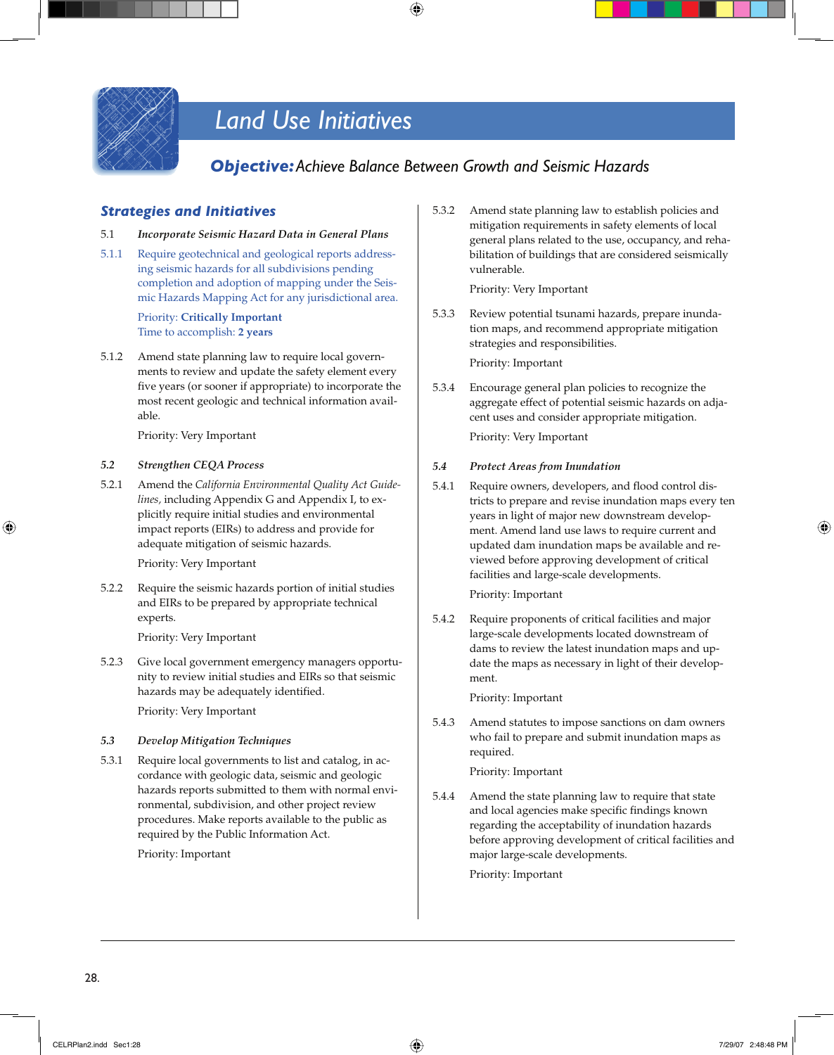# Land Use Initiatives

## ***Objective:*** *Achieve Balance Between Growth and Seismic Hazards*

### *Strategies and Initiatives*

5.1 ***Incorporate Seismic Hazard Data in General Plans***

5.1.1 Require geotechnical and geological reports addressing seismic hazards for all subdivisions pending completion and adoption of mapping under the Seismic Hazards Mapping Act for any jurisdictional area.

Priority: **Critically Important**
Time to accomplish: **2 years**

5.1.2 Amend state planning law to require local governments to review and update the safety element every five years (or sooner if appropriate) to incorporate the most recent geologic and technical information available.

Priority: Very Important

5.2 ***Strengthen CEQA Process***

5.2.1 Amend the *California Environmental Quality Act Guidelines,* including Appendix G and Appendix I, to explicitly require initial studies and environmental impact reports (EIRs) to address and provide for adequate mitigation of seismic hazards.

Priority: Very Important

5.2.2 Require the seismic hazards portion of initial studies and EIRs to be prepared by appropriate technical experts.

Priority: Very Important

5.2.3 Give local government emergency managers opportunity to review initial studies and EIRs so that seismic hazards may be adequately identified.

Priority: Very Important

5.3 ***Develop Mitigation Techniques***

5.3.1 Require local governments to list and catalog, in accordance with geologic data, seismic and geologic hazards reports submitted to them with normal environmental, subdivision, and other project review procedures. Make reports available to the public as required by the Public Information Act.

Priority: Important

5.3.2 Amend state planning law to establish policies and mitigation requirements in safety elements of local general plans related to the use, occupancy, and rehabilitation of buildings that are considered seismically vulnerable.

Priority: Very Important

5.3.3 Review potential tsunami hazards, prepare inundation maps, and recommend appropriate mitigation strategies and responsibilities.

Priority: Important

5.3.4 Encourage general plan policies to recognize the aggregate effect of potential seismic hazards on adjacent uses and consider appropriate mitigation.

Priority: Very Important

5.4 ***Protect Areas from Inundation***

5.4.1 Require owners, developers, and flood control districts to prepare and revise inundation maps every ten years in light of major new downstream development. Amend land use laws to require current and updated dam inundation maps be available and reviewed before approving development of critical facilities and large-scale developments.

Priority: Important

5.4.2 Require proponents of critical facilities and major large-scale developments located downstream of dams to review the latest inundation maps and update the maps as necessary in light of their development.

Priority: Important

5.4.3 Amend statutes to impose sanctions on dam owners who fail to prepare and submit inundation maps as required.

Priority: Important

5.4.4 Amend the state planning law to require that state and local agencies make specific findings known regarding the acceptability of inundation hazards before approving development of critical facilities and major large-scale developments.

Priority: Important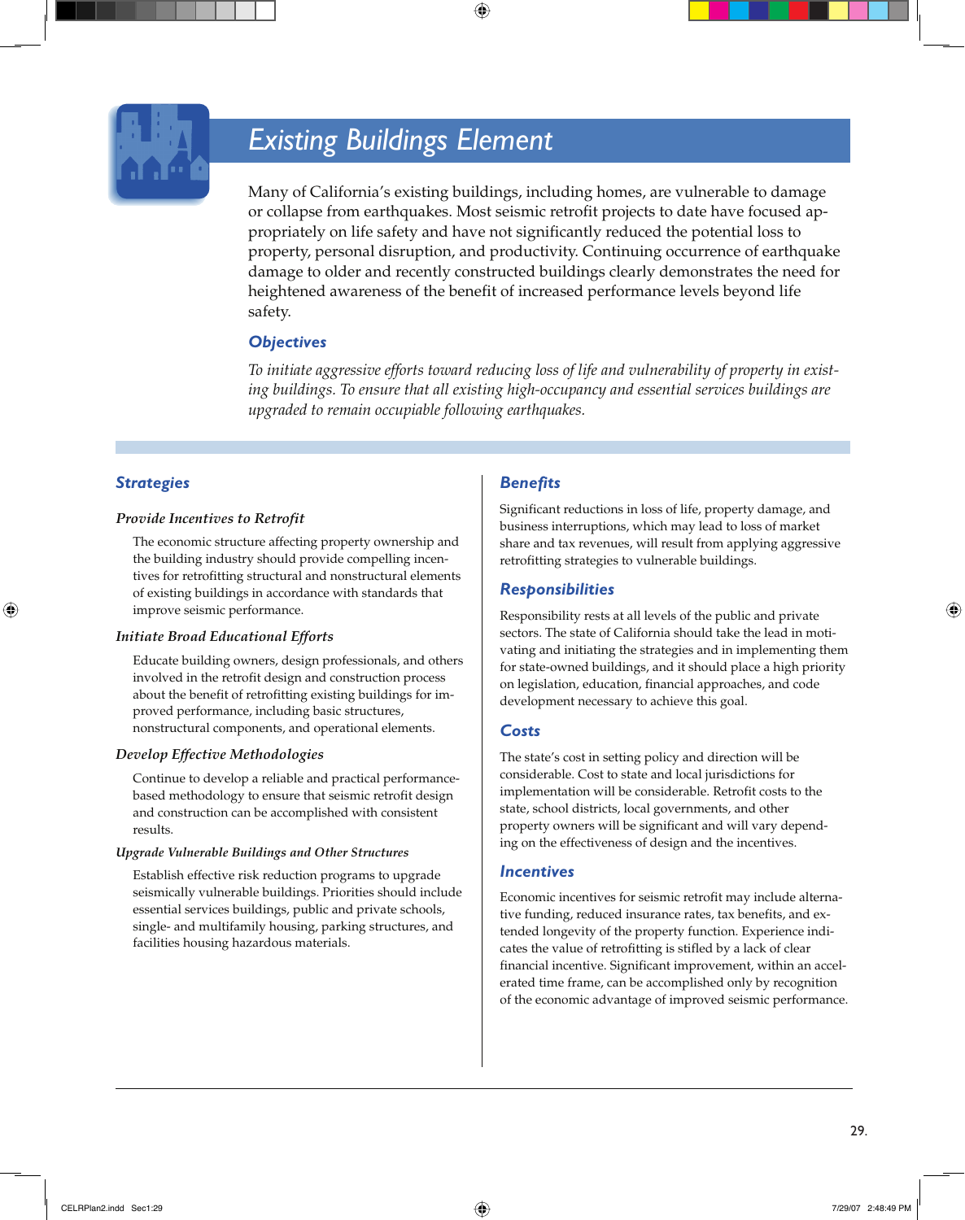# Existing Buildings Element

Many of California's existing buildings, including homes, are vulnerable to damage or collapse from earthquakes. Most seismic retrofit projects to date have focused appropriately on life safety and have not significantly reduced the potential loss to property, personal disruption, and productivity. Continuing occurrence of earthquake damage to older and recently constructed buildings clearly demonstrates the need for heightened awareness of the benefit of increased performance levels beyond life safety.

## Objectives

*To initiate aggressive efforts toward reducing loss of life and vulnerability of property in existing buildings. To ensure that all existing high-occupancy and essential services buildings are upgraded to remain occupiable following earthquakes.*

## Strategies

### *Provide Incentives to Retrofit*

The economic structure affecting property ownership and the building industry should provide compelling incentives for retrofitting structural and nonstructural elements of existing buildings in accordance with standards that improve seismic performance.

### *Initiate Broad Educational Efforts*

Educate building owners, design professionals, and others involved in the retrofit design and construction process about the benefit of retrofitting existing buildings for improved performance, including basic structures, nonstructural components, and operational elements.

### *Develop Effective Methodologies*

Continue to develop a reliable and practical performance-based methodology to ensure that seismic retrofit design and construction can be accomplished with consistent results.

### *Upgrade Vulnerable Buildings and Other Structures*

Establish effective risk reduction programs to upgrade seismically vulnerable buildings. Priorities should include essential services buildings, public and private schools, single- and multifamily housing, parking structures, and facilities housing hazardous materials.

## Benefits

Significant reductions in loss of life, property damage, and business interruptions, which may lead to loss of market share and tax revenues, will result from applying aggressive retrofitting strategies to vulnerable buildings.

## Responsibilities

Responsibility rests at all levels of the public and private sectors. The state of California should take the lead in motivating and initiating the strategies and in implementing them for state-owned buildings, and it should place a high priority on legislation, education, financial approaches, and code development necessary to achieve this goal.

## Costs

The state's cost in setting policy and direction will be considerable. Cost to state and local jurisdictions for implementation will be considerable. Retrofit costs to the state, school districts, local governments, and other property owners will be significant and will vary depending on the effectiveness of design and the incentives.

## Incentives

Economic incentives for seismic retrofit may include alternative funding, reduced insurance rates, tax benefits, and extended longevity of the property function. Experience indicates the value of retrofitting is stifled by a lack of clear financial incentive. Significant improvement, within an accelerated time frame, can be accomplished only by recognition of the economic advantage of improved seismic performance.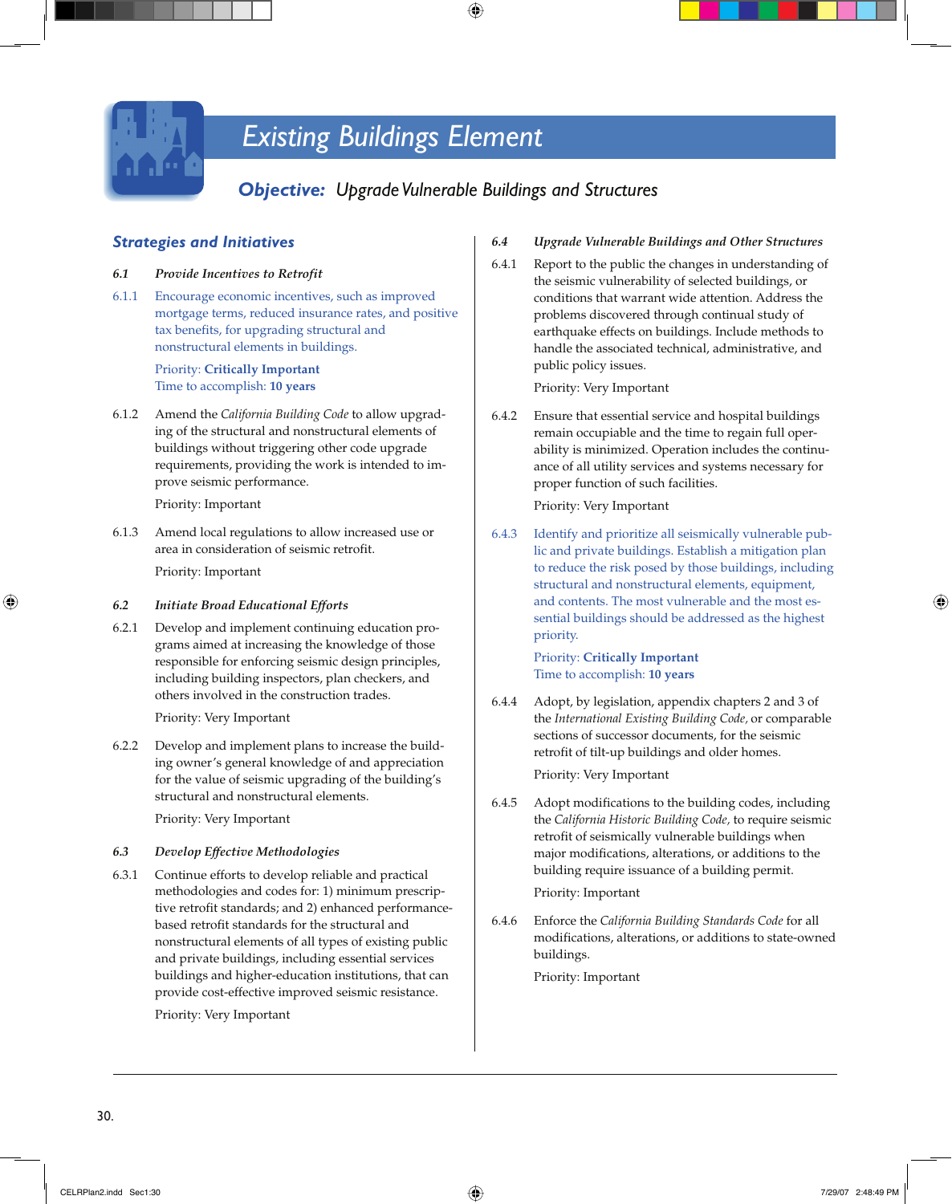# Existing Buildings Element

## *Objective:* Upgrade Vulnerable Buildings and Structures

### Strategies and Initiatives

**6.1 *Provide Incentives to Retrofit***

6.1.1 Encourage economic incentives, such as improved mortgage terms, reduced insurance rates, and positive tax benefits, for upgrading structural and nonstructural elements in buildings.

Priority: **Critically Important**
Time to accomplish: **10 years**

6.1.2 Amend the *California Building Code* to allow upgrading of the structural and nonstructural elements of buildings without triggering other code upgrade requirements, providing the work is intended to improve seismic performance.

Priority: Important

6.1.3 Amend local regulations to allow increased use or area in consideration of seismic retrofit.

Priority: Important

**6.2 *Initiate Broad Educational Efforts***

6.2.1 Develop and implement continuing education programs aimed at increasing the knowledge of those responsible for enforcing seismic design principles, including building inspectors, plan checkers, and others involved in the construction trades.

Priority: Very Important

6.2.2 Develop and implement plans to increase the building owner's general knowledge of and appreciation for the value of seismic upgrading of the building's structural and nonstructural elements.

Priority: Very Important

**6.3 *Develop Effective Methodologies***

6.3.1 Continue efforts to develop reliable and practical methodologies and codes for: 1) minimum prescriptive retrofit standards; and 2) enhanced performance-based retrofit standards for the structural and nonstructural elements of all types of existing public and private buildings, including essential services buildings and higher-education institutions, that can provide cost-effective improved seismic resistance.

Priority: Very Important

**6.4 *Upgrade Vulnerable Buildings and Other Structures***

6.4.1 Report to the public the changes in understanding of the seismic vulnerability of selected buildings, or conditions that warrant wide attention. Address the problems discovered through continual study of earthquake effects on buildings. Include methods to handle the associated technical, administrative, and public policy issues.

Priority: Very Important

6.4.2 Ensure that essential service and hospital buildings remain occupiable and the time to regain full operability is minimized. Operation includes the continuance of all utility services and systems necessary for proper function of such facilities.

Priority: Very Important

6.4.3 Identify and prioritize all seismically vulnerable public and private buildings. Establish a mitigation plan to reduce the risk posed by those buildings, including structural and nonstructural elements, equipment, and contents. The most vulnerable and the most essential buildings should be addressed as the highest priority.

Priority: **Critically Important**
Time to accomplish: **10 years**

6.4.4 Adopt, by legislation, appendix chapters 2 and 3 of the *International Existing Building Code*, or comparable sections of successor documents, for the seismic retrofit of tilt-up buildings and older homes.

Priority: Very Important

6.4.5 Adopt modifications to the building codes, including the *California Historic Building Code*, to require seismic retrofit of seismically vulnerable buildings when major modifications, alterations, or additions to the building require issuance of a building permit.

Priority: Important

6.4.6 Enforce the *California Building Standards Code* for all modifications, alterations, or additions to state-owned buildings.

Priority: Important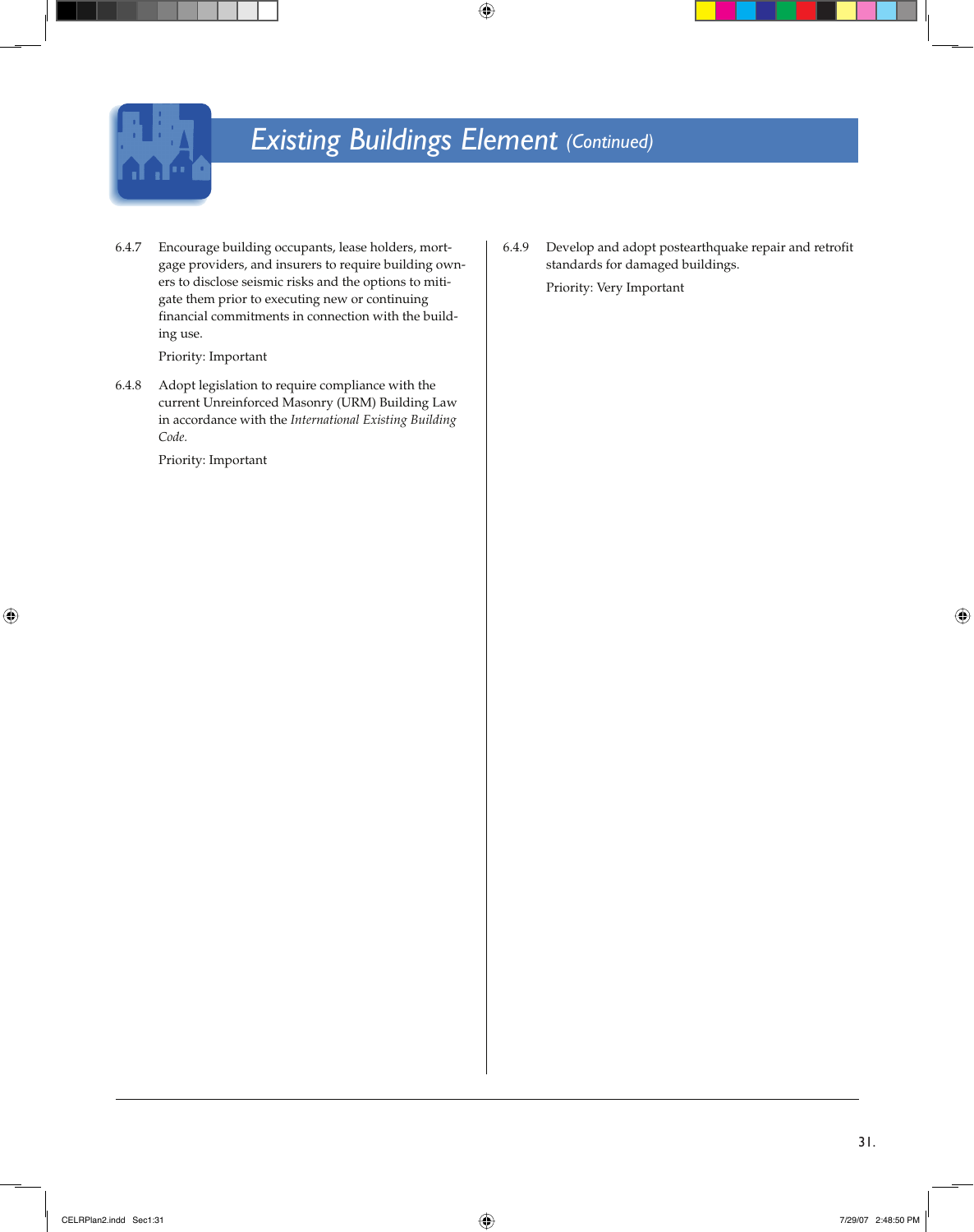# Existing Buildings Element *(Continued)*

6.4.7 Encourage building occupants, lease holders, mortgage providers, and insurers to require building owners to disclose seismic risks and the options to mitigate them prior to executing new or continuing financial commitments in connection with the building use.

Priority: Important

6.4.8 Adopt legislation to require compliance with the current Unreinforced Masonry (URM) Building Law in accordance with the *International Existing Building Code.*

Priority: Important

6.4.9 Develop and adopt postearthquake repair and retrofit standards for damaged buildings.

Priority: Very Important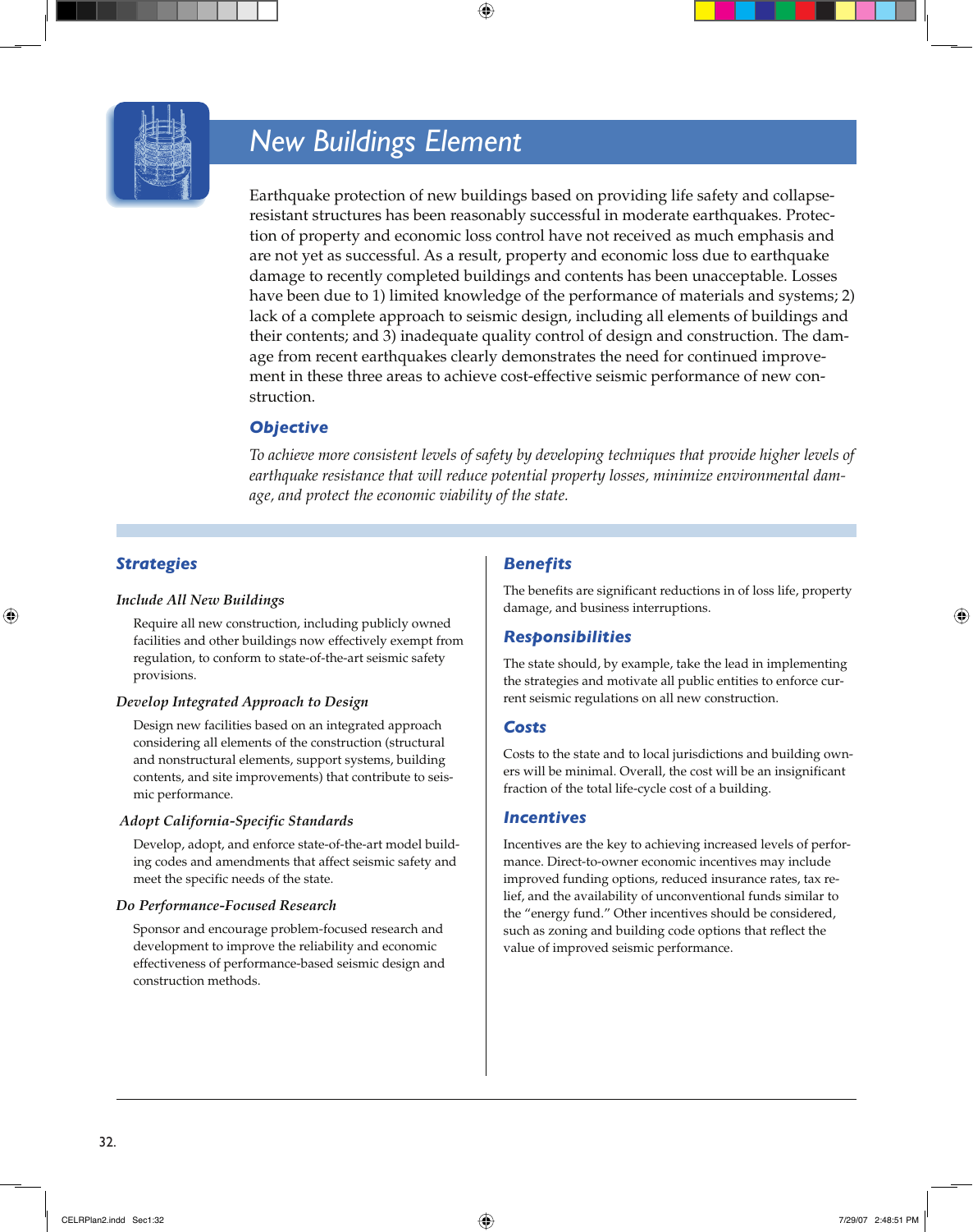# New Buildings Element

Earthquake protection of new buildings based on providing life safety and collapse-resistant structures has been reasonably successful in moderate earthquakes. Protection of property and economic loss control have not received as much emphasis and are not yet as successful. As a result, property and economic loss due to earthquake damage to recently completed buildings and contents has been unacceptable. Losses have been due to 1) limited knowledge of the performance of materials and systems; 2) lack of a complete approach to seismic design, including all elements of buildings and their contents; and 3) inadequate quality control of design and construction. The damage from recent earthquakes clearly demonstrates the need for continued improvement in these three areas to achieve cost-effective seismic performance of new construction.

## Objective

*To achieve more consistent levels of safety by developing techniques that provide higher levels of earthquake resistance that will reduce potential property losses, minimize environmental damage, and protect the economic viability of the state.*

## Strategies

### *Include All New Buildings*

Require all new construction, including publicly owned facilities and other buildings now effectively exempt from regulation, to conform to state-of-the-art seismic safety provisions.

### *Develop Integrated Approach to Design*

Design new facilities based on an integrated approach considering all elements of the construction (structural and nonstructural elements, support systems, building contents, and site improvements) that contribute to seismic performance.

### *Adopt California-Specific Standards*

Develop, adopt, and enforce state-of-the-art model building codes and amendments that affect seismic safety and meet the specific needs of the state.

### *Do Performance-Focused Research*

Sponsor and encourage problem-focused research and development to improve the reliability and economic effectiveness of performance-based seismic design and construction methods.

## Benefits

The benefits are significant reductions in of loss life, property damage, and business interruptions.

## Responsibilities

The state should, by example, take the lead in implementing the strategies and motivate all public entities to enforce current seismic regulations on all new construction.

## Costs

Costs to the state and to local jurisdictions and building owners will be minimal. Overall, the cost will be an insignificant fraction of the total life-cycle cost of a building.

## Incentives

Incentives are the key to achieving increased levels of performance. Direct-to-owner economic incentives may include improved funding options, reduced insurance rates, tax relief, and the availability of unconventional funds similar to the "energy fund." Other incentives should be considered, such as zoning and building code options that reflect the value of improved seismic performance.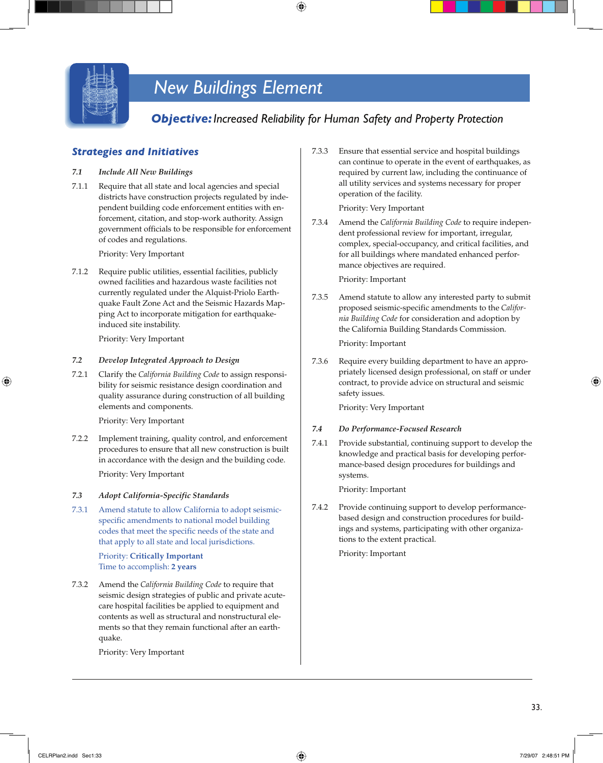# New Buildings Element

## ***Objective:*** *Increased Reliability for Human Safety and Property Protection*

### Strategies and Initiatives

***7.1 Include All New Buildings***

7.1.1 Require that all state and local agencies and special districts have construction projects regulated by independent building code enforcement entities with enforcement, citation, and stop-work authority. Assign government officials to be responsible for enforcement of codes and regulations.

Priority: Very Important

7.1.2 Require public utilities, essential facilities, publicly owned facilities and hazardous waste facilities not currently regulated under the Alquist-Priolo Earthquake Fault Zone Act and the Seismic Hazards Mapping Act to incorporate mitigation for earthquake-induced site instability.

Priority: Very Important

***7.2 Develop Integrated Approach to Design***

7.2.1 Clarify the *California Building Code* to assign responsibility for seismic resistance design coordination and quality assurance during construction of all building elements and components.

Priority: Very Important

7.2.2 Implement training, quality control, and enforcement procedures to ensure that all new construction is built in accordance with the design and the building code.

Priority: Very Important

***7.3 Adopt California-Specific Standards***

7.3.1 Amend statute to allow California to adopt seismic-specific amendments to national model building codes that meet the specific needs of the state and that apply to all state and local jurisdictions.

Priority: **Critically Important**
Time to accomplish: **2 years**

7.3.2 Amend the *California Building Code* to require that seismic design strategies of public and private acute-care hospital facilities be applied to equipment and contents as well as structural and nonstructural elements so that they remain functional after an earthquake.

Priority: Very Important

7.3.3 Ensure that essential service and hospital buildings can continue to operate in the event of earthquakes, as required by current law, including the continuance of all utility services and systems necessary for proper operation of the facility.

Priority: Very Important

7.3.4 Amend the *California Building Code* to require independent professional review for important, irregular, complex, special-occupancy, and critical facilities, and for all buildings where mandated enhanced performance objectives are required.

Priority: Important

7.3.5 Amend statute to allow any interested party to submit proposed seismic-specific amendments to the *California Building Code* for consideration and adoption by the California Building Standards Commission.

Priority: Important

7.3.6 Require every building department to have an appropriately licensed design professional, on staff or under contract, to provide advice on structural and seismic safety issues.

Priority: Very Important

***7.4 Do Performance-Focused Research***

7.4.1 Provide substantial, continuing support to develop the knowledge and practical basis for developing performance-based design procedures for buildings and systems.

Priority: Important

7.4.2 Provide continuing support to develop performance-based design and construction procedures for buildings and systems, participating with other organizations to the extent practical.

Priority: Important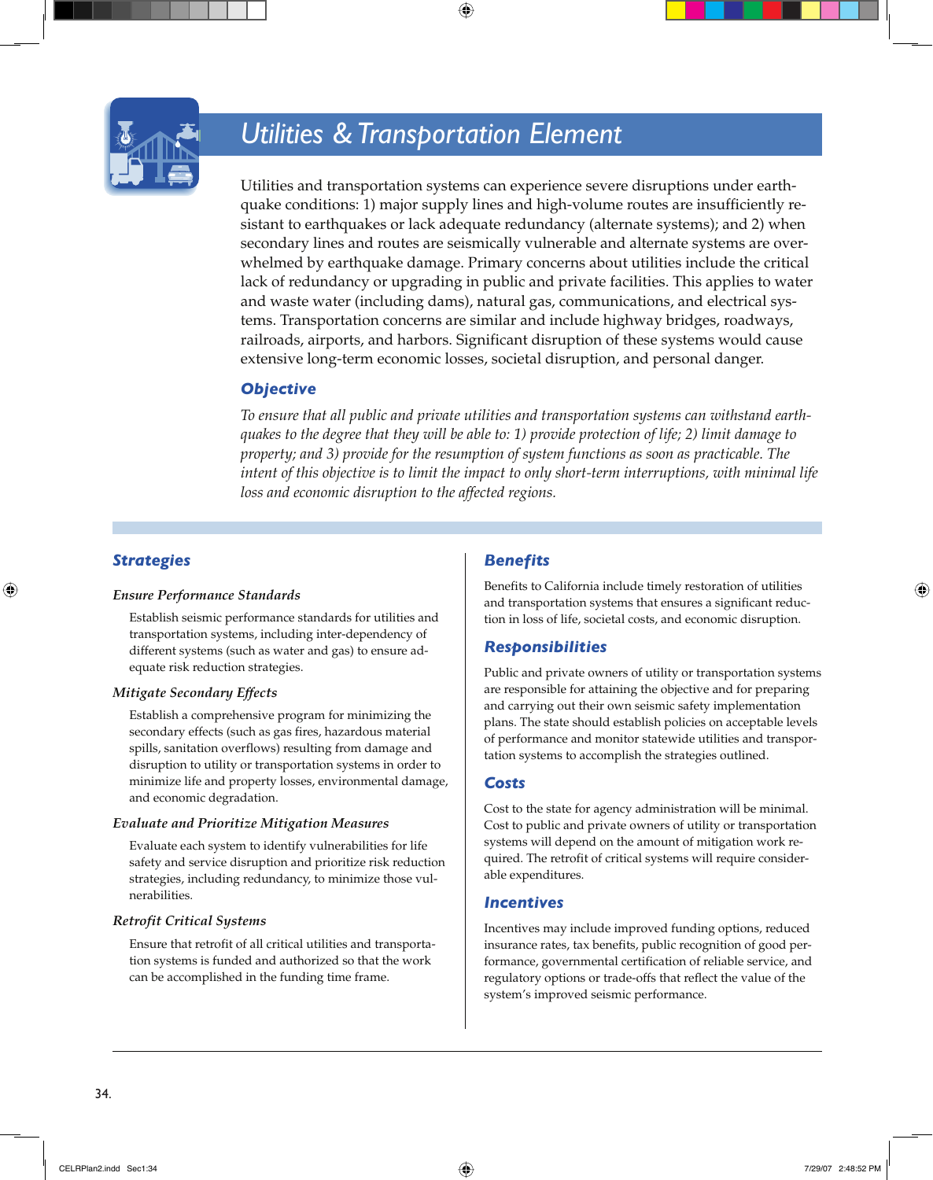# Utilities & Transportation Element

Utilities and transportation systems can experience severe disruptions under earthquake conditions: 1) major supply lines and high-volume routes are insufficiently resistant to earthquakes or lack adequate redundancy (alternate systems); and 2) when secondary lines and routes are seismically vulnerable and alternate systems are overwhelmed by earthquake damage. Primary concerns about utilities include the critical lack of redundancy or upgrading in public and private facilities. This applies to water and waste water (including dams), natural gas, communications, and electrical systems. Transportation concerns are similar and include highway bridges, roadways, railroads, airports, and harbors. Significant disruption of these systems would cause extensive long-term economic losses, societal disruption, and personal danger.

## Objective

*To ensure that all public and private utilities and transportation systems can withstand earthquakes to the degree that they will be able to: 1) provide protection of life; 2) limit damage to property; and 3) provide for the resumption of system functions as soon as practicable. The intent of this objective is to limit the impact to only short-term interruptions, with minimal life loss and economic disruption to the affected regions.*

## Strategies

### *Ensure Performance Standards*

Establish seismic performance standards for utilities and transportation systems, including inter-dependency of different systems (such as water and gas) to ensure adequate risk reduction strategies.

### *Mitigate Secondary Effects*

Establish a comprehensive program for minimizing the secondary effects (such as gas fires, hazardous material spills, sanitation overflows) resulting from damage and disruption to utility or transportation systems in order to minimize life and property losses, environmental damage, and economic degradation.

### *Evaluate and Prioritize Mitigation Measures*

Evaluate each system to identify vulnerabilities for life safety and service disruption and prioritize risk reduction strategies, including redundancy, to minimize those vulnerabilities.

### *Retrofit Critical Systems*

Ensure that retrofit of all critical utilities and transportation systems is funded and authorized so that the work can be accomplished in the funding time frame.

## Benefits

Benefits to California include timely restoration of utilities and transportation systems that ensures a significant reduction in loss of life, societal costs, and economic disruption.

## Responsibilities

Public and private owners of utility or transportation systems are responsible for attaining the objective and for preparing and carrying out their own seismic safety implementation plans. The state should establish policies on acceptable levels of performance and monitor statewide utilities and transportation systems to accomplish the strategies outlined.

## Costs

Cost to the state for agency administration will be minimal. Cost to public and private owners of utility or transportation systems will depend on the amount of mitigation work required. The retrofit of critical systems will require considerable expenditures.

## Incentives

Incentives may include improved funding options, reduced insurance rates, tax benefits, public recognition of good performance, governmental certification of reliable service, and regulatory options or trade-offs that reflect the value of the system's improved seismic performance.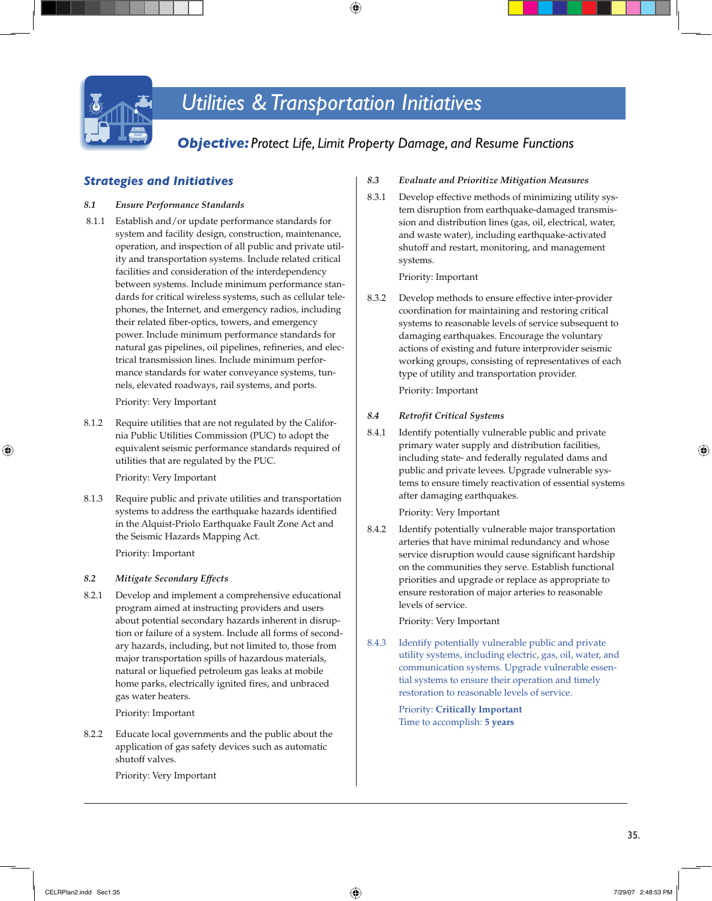# Utilities & Transportation Initiatives

***Objective:** Protect Life, Limit Property Damage, and Resume Functions*

## Strategies and Initiatives

### 8.1 *Ensure Performance Standards*

8.1.1 Establish and/or update performance standards for system and facility design, construction, maintenance, operation, and inspection of all public and private utility and transportation systems. Include related critical facilities and consideration of the interdependency between systems. Include minimum performance standards for critical wireless systems, such as cellular telephones, the Internet, and emergency radios, including their related fiber-optics, towers, and emergency power. Include minimum performance standards for natural gas pipelines, oil pipelines, refineries, and electrical transmission lines. Include minimum performance standards for water conveyance systems, tunnels, elevated roadways, rail systems, and ports.

Priority: Very Important

8.1.2 Require utilities that are not regulated by the California Public Utilities Commission (PUC) to adopt the equivalent seismic performance standards required of utilities that are regulated by the PUC.

Priority: Very Important

8.1.3 Require public and private utilities and transportation systems to address the earthquake hazards identified in the Alquist-Priolo Earthquake Fault Zone Act and the Seismic Hazards Mapping Act.

Priority: Important

### 8.2 *Mitigate Secondary Effects*

8.2.1 Develop and implement a comprehensive educational program aimed at instructing providers and users about potential secondary hazards inherent in disruption or failure of a system. Include all forms of secondary hazards, including, but not limited to, those from major transportation spills of hazardous materials, natural or liquefied petroleum gas leaks at mobile home parks, electrically ignited fires, and unbraced gas water heaters.

Priority: Important

8.2.2 Educate local governments and the public about the application of gas safety devices such as automatic shutoff valves.

Priority: Very Important

### 8.3 *Evaluate and Prioritize Mitigation Measures*

8.3.1 Develop effective methods of minimizing utility system disruption from earthquake-damaged transmission and distribution lines (gas, oil, electrical, water, and waste water), including earthquake-activated shutoff and restart, monitoring, and management systems.

Priority: Important

8.3.2 Develop methods to ensure effective inter-provider coordination for maintaining and restoring critical systems to reasonable levels of service subsequent to damaging earthquakes. Encourage the voluntary actions of existing and future interprovider seismic working groups, consisting of representatives of each type of utility and transportation provider.

Priority: Important

### 8.4 *Retrofit Critical Systems*

8.4.1 Identify potentially vulnerable public and private primary water supply and distribution facilities, including state- and federally regulated dams and public and private levees. Upgrade vulnerable systems to ensure timely reactivation of essential systems after damaging earthquakes.

Priority: Very Important

8.4.2 Identify potentially vulnerable major transportation arteries that have minimal redundancy and whose service disruption would cause significant hardship on the communities they serve. Establish functional priorities and upgrade or replace as appropriate to ensure restoration of major arteries to reasonable levels of service.

Priority: Very Important

8.4.3 Identify potentially vulnerable public and private utility systems, including electric, gas, oil, water, and communication systems. Upgrade vulnerable essential systems to ensure their operation and timely restoration to reasonable levels of service.

Priority: **Critically Important**
Time to accomplish: **5 years**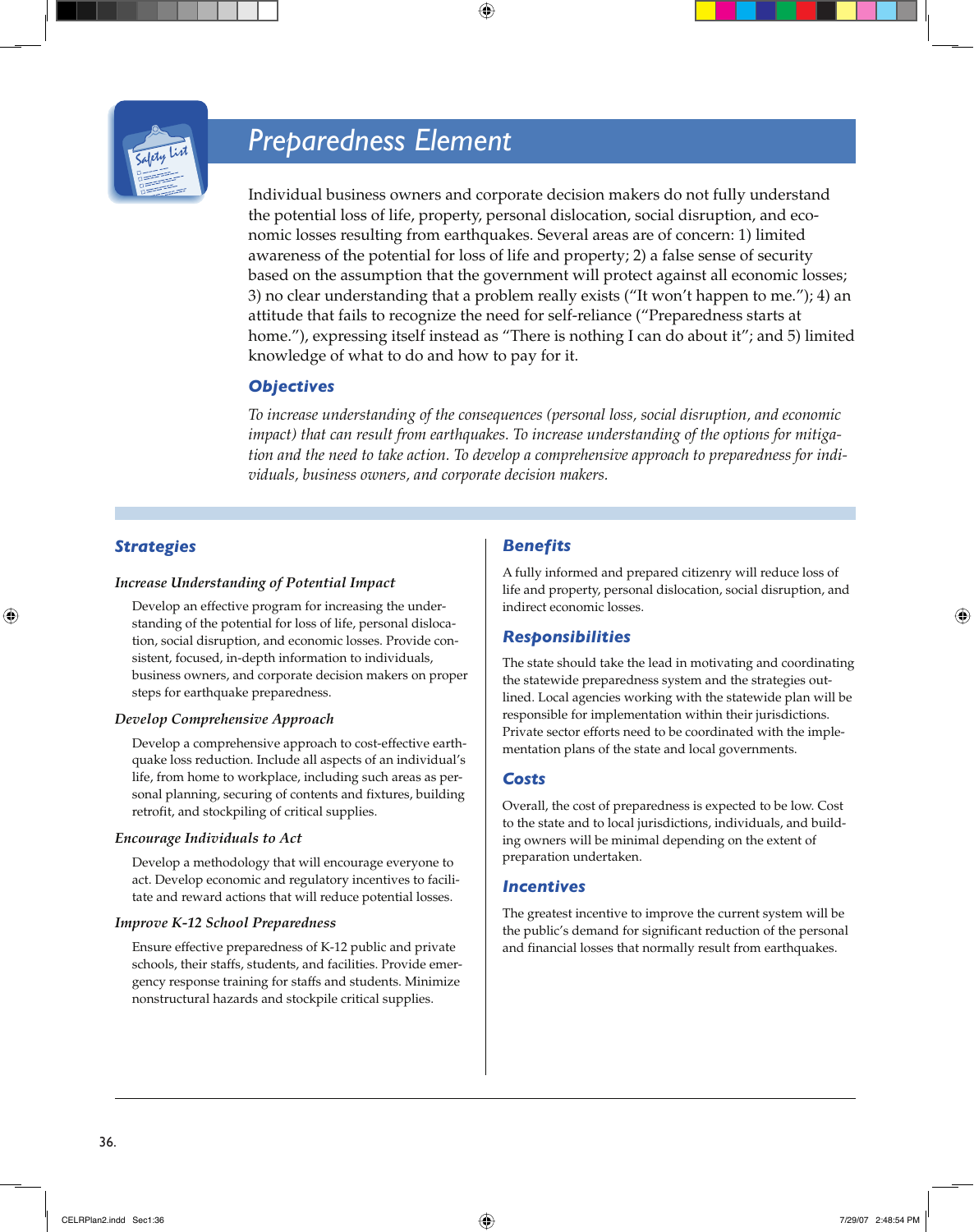# Preparedness Element

Individual business owners and corporate decision makers do not fully understand the potential loss of life, property, personal dislocation, social disruption, and economic losses resulting from earthquakes. Several areas are of concern: 1) limited awareness of the potential for loss of life and property; 2) a false sense of security based on the assumption that the government will protect against all economic losses; 3) no clear understanding that a problem really exists ("It won't happen to me."); 4) an attitude that fails to recognize the need for self-reliance ("Preparedness starts at home."), expressing itself instead as "There is nothing I can do about it"; and 5) limited knowledge of what to do and how to pay for it.

## Objectives

*To increase understanding of the consequences (personal loss, social disruption, and economic impact) that can result from earthquakes. To increase understanding of the options for mitigation and the need to take action. To develop a comprehensive approach to preparedness for individuals, business owners, and corporate decision makers.*

## Strategies

### *Increase Understanding of Potential Impact*

Develop an effective program for increasing the understanding of the potential for loss of life, personal dislocation, social disruption, and economic losses. Provide consistent, focused, in-depth information to individuals, business owners, and corporate decision makers on proper steps for earthquake preparedness.

### *Develop Comprehensive Approach*

Develop a comprehensive approach to cost-effective earthquake loss reduction. Include all aspects of an individual's life, from home to workplace, including such areas as personal planning, securing of contents and fixtures, building retrofit, and stockpiling of critical supplies.

### *Encourage Individuals to Act*

Develop a methodology that will encourage everyone to act. Develop economic and regulatory incentives to facilitate and reward actions that will reduce potential losses.

### *Improve K-12 School Preparedness*

Ensure effective preparedness of K-12 public and private schools, their staffs, students, and facilities. Provide emergency response training for staffs and students. Minimize nonstructural hazards and stockpile critical supplies.

## Benefits

A fully informed and prepared citizenry will reduce loss of life and property, personal dislocation, social disruption, and indirect economic losses.

## Responsibilities

The state should take the lead in motivating and coordinating the statewide preparedness system and the strategies outlined. Local agencies working with the statewide plan will be responsible for implementation within their jurisdictions. Private sector efforts need to be coordinated with the implementation plans of the state and local governments.

## Costs

Overall, the cost of preparedness is expected to be low. Cost to the state and to local jurisdictions, individuals, and building owners will be minimal depending on the extent of preparation undertaken.

## Incentives

The greatest incentive to improve the current system will be the public's demand for significant reduction of the personal and financial losses that normally result from earthquakes.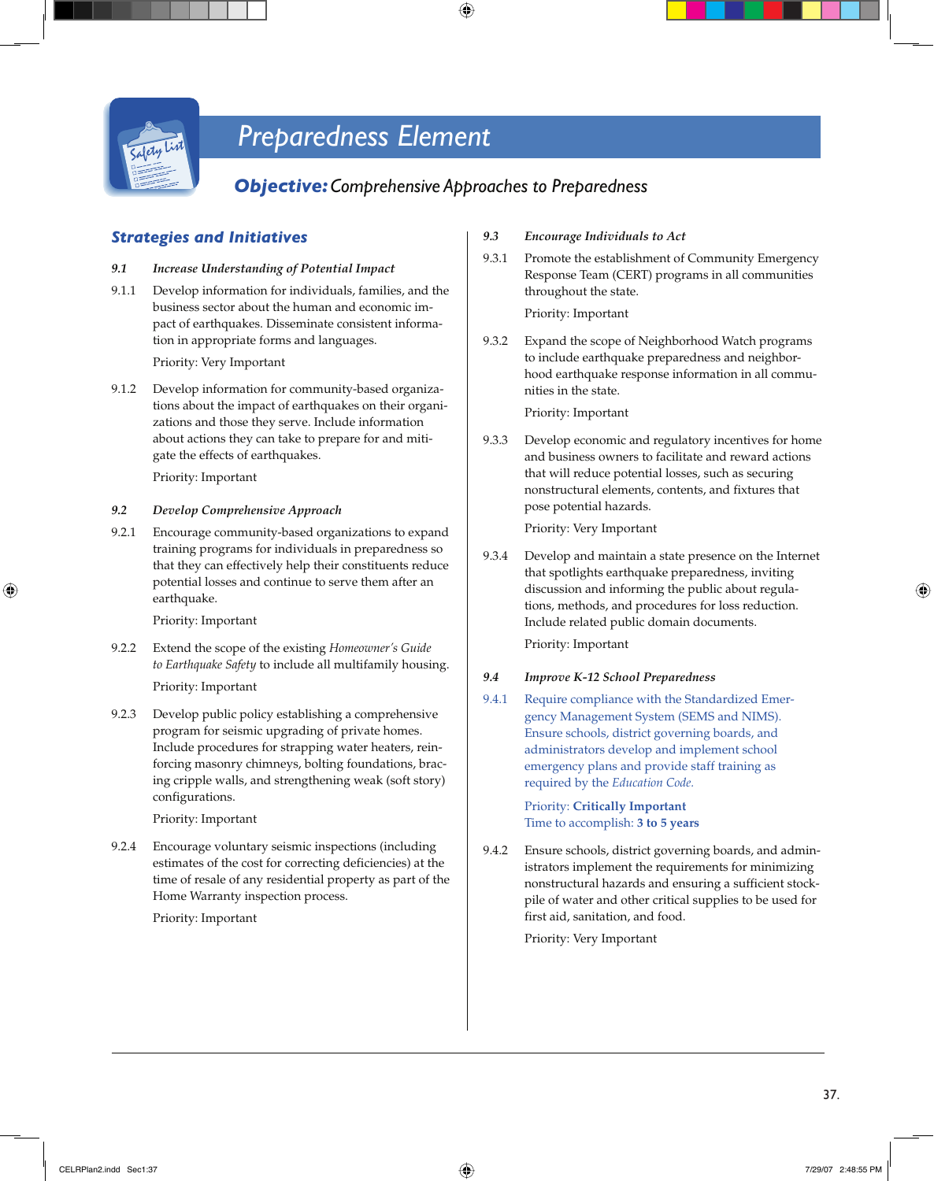# Preparedness Element

## **Objective:** *Comprehensive Approaches to Preparedness*

### Strategies and Initiatives

***9.1 Increase Understanding of Potential Impact***

9.1.1 Develop information for individuals, families, and the business sector about the human and economic impact of earthquakes. Disseminate consistent information in appropriate forms and languages.

Priority: Very Important

9.1.2 Develop information for community-based organizations about the impact of earthquakes on their organizations and those they serve. Include information about actions they can take to prepare for and mitigate the effects of earthquakes.

Priority: Important

***9.2 Develop Comprehensive Approach***

9.2.1 Encourage community-based organizations to expand training programs for individuals in preparedness so that they can effectively help their constituents reduce potential losses and continue to serve them after an earthquake.

Priority: Important

9.2.2 Extend the scope of the existing *Homeowner's Guide to Earthquake Safety* to include all multifamily housing.

Priority: Important

9.2.3 Develop public policy establishing a comprehensive program for seismic upgrading of private homes. Include procedures for strapping water heaters, reinforcing masonry chimneys, bolting foundations, bracing cripple walls, and strengthening weak (soft story) configurations.

Priority: Important

9.2.4 Encourage voluntary seismic inspections (including estimates of the cost for correcting deficiencies) at the time of resale of any residential property as part of the Home Warranty inspection process.

Priority: Important

***9.3 Encourage Individuals to Act***

9.3.1 Promote the establishment of Community Emergency Response Team (CERT) programs in all communities throughout the state.

Priority: Important

9.3.2 Expand the scope of Neighborhood Watch programs to include earthquake preparedness and neighborhood earthquake response information in all communities in the state.

Priority: Important

9.3.3 Develop economic and regulatory incentives for home and business owners to facilitate and reward actions that will reduce potential losses, such as securing nonstructural elements, contents, and fixtures that pose potential hazards.

Priority: Very Important

9.3.4 Develop and maintain a state presence on the Internet that spotlights earthquake preparedness, inviting discussion and informing the public about regulations, methods, and procedures for loss reduction. Include related public domain documents.

Priority: Important

***9.4 Improve K-12 School Preparedness***

9.4.1 Require compliance with the Standardized Emergency Management System (SEMS and NIMS). Ensure schools, district governing boards, and administrators develop and implement school emergency plans and provide staff training as required by the *Education Code*.

Priority: **Critically Important**
Time to accomplish: **3 to 5 years**

9.4.2 Ensure schools, district governing boards, and administrators implement the requirements for minimizing nonstructural hazards and ensuring a sufficient stockpile of water and other critical supplies to be used for first aid, sanitation, and food.

Priority: Very Important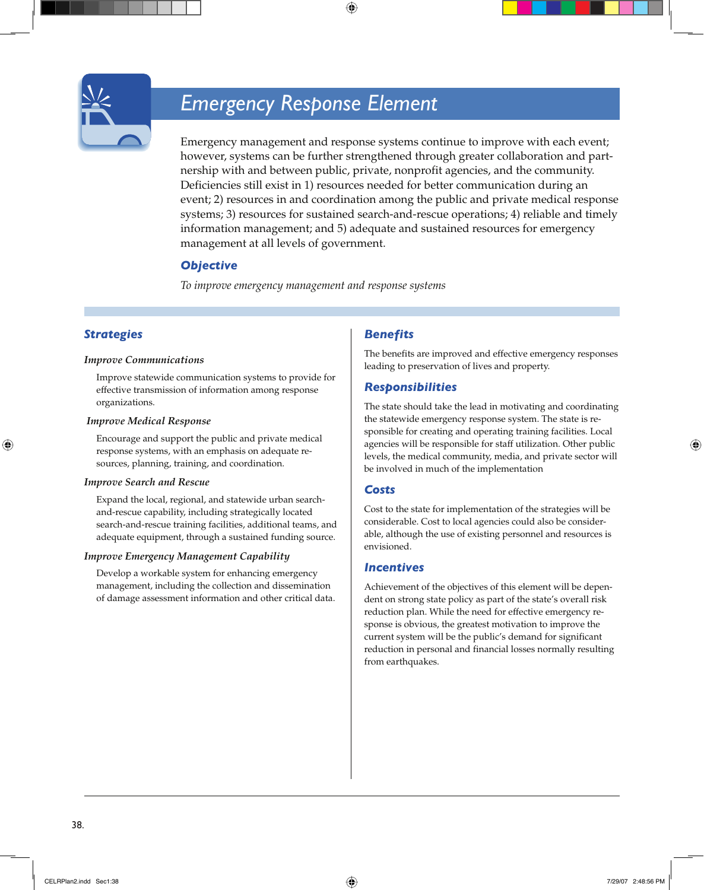# Emergency Response Element

Emergency management and response systems continue to improve with each event; however, systems can be further strengthened through greater collaboration and partnership with and between public, private, nonprofit agencies, and the community. Deficiencies still exist in 1) resources needed for better communication during an event; 2) resources in and coordination among the public and private medical response systems; 3) resources for sustained search-and-rescue operations; 4) reliable and timely information management; and 5) adequate and sustained resources for emergency management at all levels of government.

## Objective

*To improve emergency management and response systems*

## Strategies

### *Improve Communications*

Improve statewide communication systems to provide for effective transmission of information among response organizations.

### *Improve Medical Response*

Encourage and support the public and private medical response systems, with an emphasis on adequate resources, planning, training, and coordination.

### *Improve Search and Rescue*

Expand the local, regional, and statewide urban search-and-rescue capability, including strategically located search-and-rescue training facilities, additional teams, and adequate equipment, through a sustained funding source.

### *Improve Emergency Management Capability*

Develop a workable system for enhancing emergency management, including the collection and dissemination of damage assessment information and other critical data.

## Benefits

The benefits are improved and effective emergency responses leading to preservation of lives and property.

## Responsibilities

The state should take the lead in motivating and coordinating the statewide emergency response system. The state is responsible for creating and operating training facilities. Local agencies will be responsible for staff utilization. Other public levels, the medical community, media, and private sector will be involved in much of the implementation

## Costs

Cost to the state for implementation of the strategies will be considerable. Cost to local agencies could also be considerable, although the use of existing personnel and resources is envisioned.

## Incentives

Achievement of the objectives of this element will be dependent on strong state policy as part of the state's overall risk reduction plan. While the need for effective emergency response is obvious, the greatest motivation to improve the current system will be the public's demand for significant reduction in personal and financial losses normally resulting from earthquakes.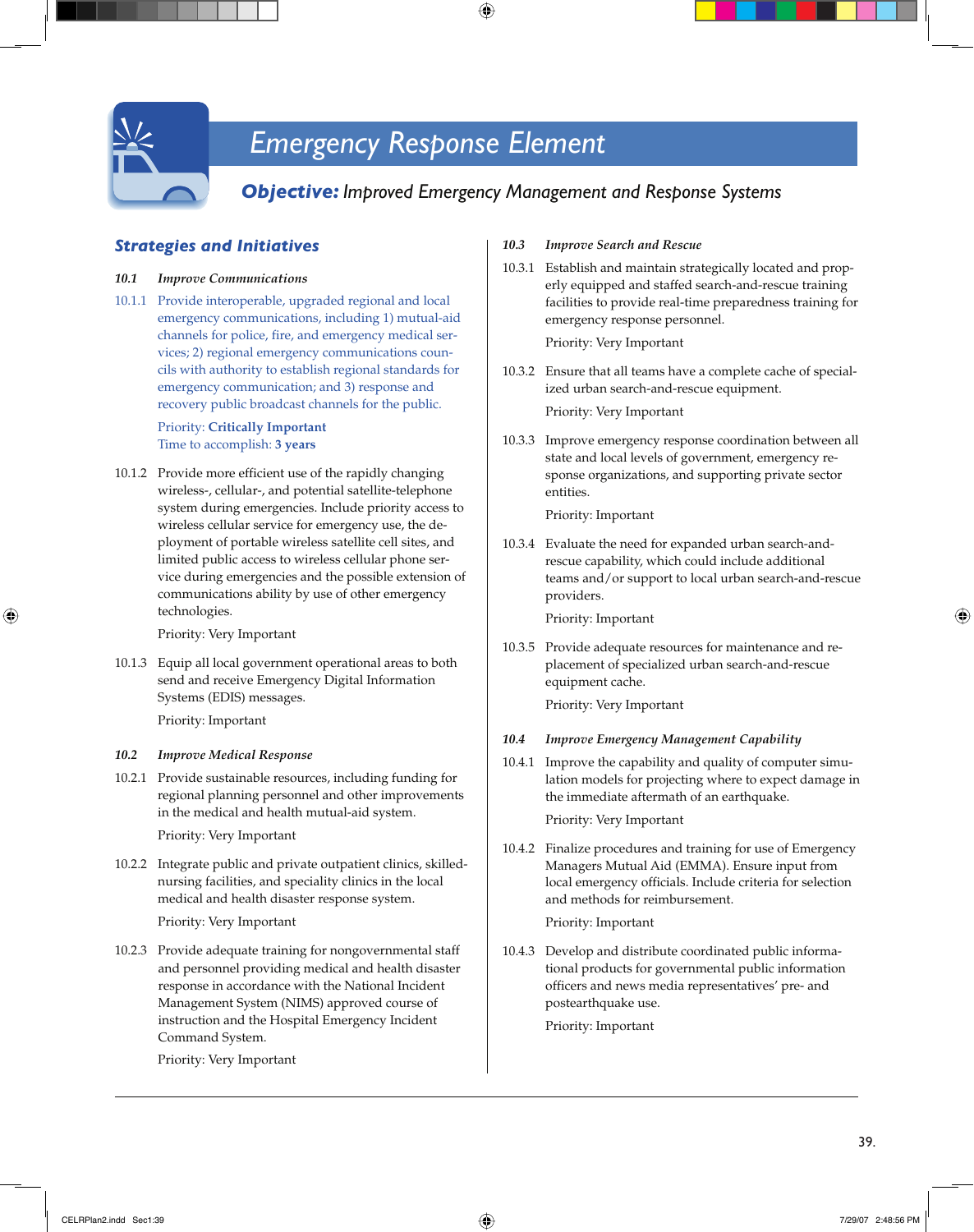# Emergency Response Element

## ***Objective:*** *Improved Emergency Management and Response Systems*

### *Strategies and Initiatives*

**10.1 *Improve Communications***

10.1.1 Provide interoperable, upgraded regional and local emergency communications, including 1) mutual-aid channels for police, fire, and emergency medical services; 2) regional emergency communications councils with authority to establish regional standards for emergency communication; and 3) response and recovery public broadcast channels for the public.

Priority: **Critically Important**
Time to accomplish: **3 years**

10.1.2 Provide more efficient use of the rapidly changing wireless-, cellular-, and potential satellite-telephone system during emergencies. Include priority access to wireless cellular service for emergency use, the deployment of portable wireless satellite cell sites, and limited public access to wireless cellular phone service during emergencies and the possible extension of communications ability by use of other emergency technologies.

Priority: Very Important

10.1.3 Equip all local government operational areas to both send and receive Emergency Digital Information Systems (EDIS) messages.

Priority: Important

**10.2 *Improve Medical Response***

10.2.1 Provide sustainable resources, including funding for regional planning personnel and other improvements in the medical and health mutual-aid system.

Priority: Very Important

10.2.2 Integrate public and private outpatient clinics, skilled-nursing facilities, and speciality clinics in the local medical and health disaster response system.

Priority: Very Important

10.2.3 Provide adequate training for nongovernmental staff and personnel providing medical and health disaster response in accordance with the National Incident Management System (NIMS) approved course of instruction and the Hospital Emergency Incident Command System.

Priority: Very Important

**10.3 *Improve Search and Rescue***

10.3.1 Establish and maintain strategically located and properly equipped and staffed search-and-rescue training facilities to provide real-time preparedness training for emergency response personnel.

Priority: Very Important

10.3.2 Ensure that all teams have a complete cache of specialized urban search-and-rescue equipment.

Priority: Very Important

10.3.3 Improve emergency response coordination between all state and local levels of government, emergency response organizations, and supporting private sector entities.

Priority: Important

10.3.4 Evaluate the need for expanded urban search-and-rescue capability, which could include additional teams and/or support to local urban search-and-rescue providers.

Priority: Important

10.3.5 Provide adequate resources for maintenance and replacement of specialized urban search-and-rescue equipment cache.

Priority: Very Important

**10.4 *Improve Emergency Management Capability***

10.4.1 Improve the capability and quality of computer simulation models for projecting where to expect damage in the immediate aftermath of an earthquake.

Priority: Very Important

10.4.2 Finalize procedures and training for use of Emergency Managers Mutual Aid (EMMA). Ensure input from local emergency officials. Include criteria for selection and methods for reimbursement.

Priority: Important

10.4.3 Develop and distribute coordinated public informational products for governmental public information officers and news media representatives' pre- and postearthquake use.

Priority: Important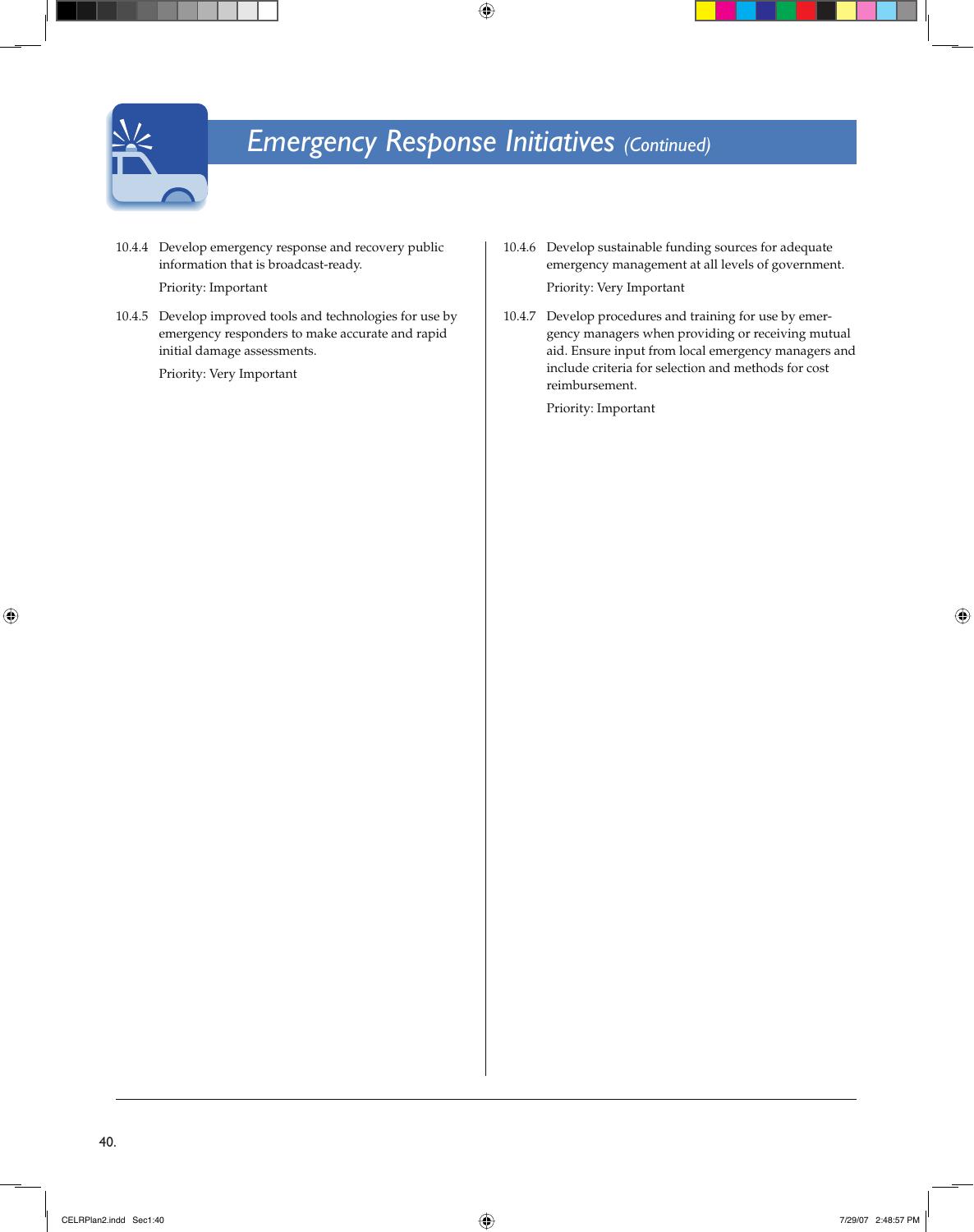# *Emergency Response Initiatives (Continued)*

10.4.4 Develop emergency response and recovery public information that is broadcast-ready.

Priority: Important

10.4.5 Develop improved tools and technologies for use by emergency responders to make accurate and rapid initial damage assessments.

Priority: Very Important

10.4.6 Develop sustainable funding sources for adequate emergency management at all levels of government.

Priority: Very Important

10.4.7 Develop procedures and training for use by emergency managers when providing or receiving mutual aid. Ensure input from local emergency managers and include criteria for selection and methods for cost reimbursement.

Priority: Important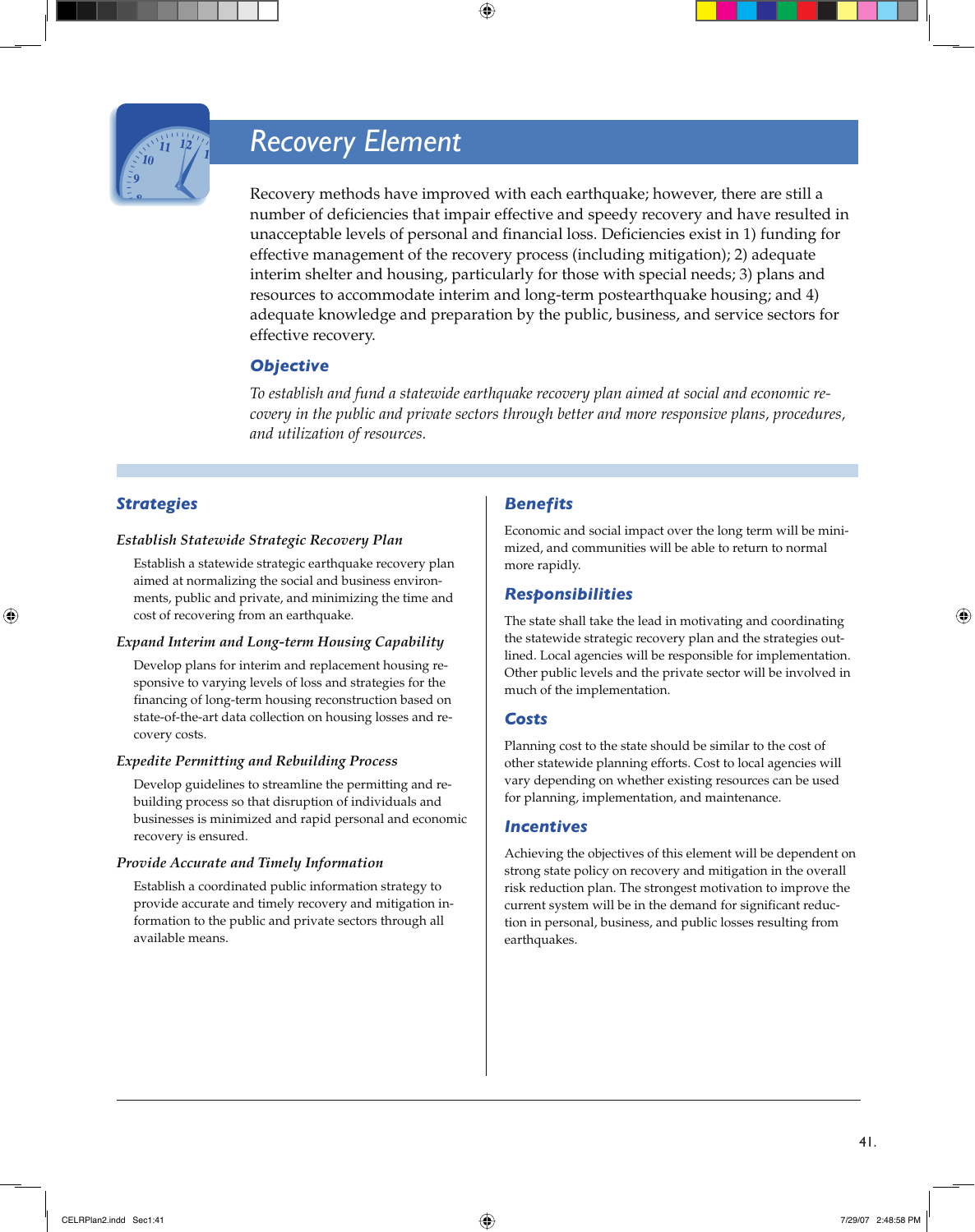# Recovery Element

Recovery methods have improved with each earthquake; however, there are still a number of deficiencies that impair effective and speedy recovery and have resulted in unacceptable levels of personal and financial loss. Deficiencies exist in 1) funding for effective management of the recovery process (including mitigation); 2) adequate interim shelter and housing, particularly for those with special needs; 3) plans and resources to accommodate interim and long-term postearthquake housing; and 4) adequate knowledge and preparation by the public, business, and service sectors for effective recovery.

## Objective

*To establish and fund a statewide earthquake recovery plan aimed at social and economic recovery in the public and private sectors through better and more responsive plans, procedures, and utilization of resources.*

## Strategies

### *Establish Statewide Strategic Recovery Plan*

Establish a statewide strategic earthquake recovery plan aimed at normalizing the social and business environments, public and private, and minimizing the time and cost of recovering from an earthquake.

### *Expand Interim and Long-term Housing Capability*

Develop plans for interim and replacement housing responsive to varying levels of loss and strategies for the financing of long-term housing reconstruction based on state-of-the-art data collection on housing losses and recovery costs.

### *Expedite Permitting and Rebuilding Process*

Develop guidelines to streamline the permitting and rebuilding process so that disruption of individuals and businesses is minimized and rapid personal and economic recovery is ensured.

### *Provide Accurate and Timely Information*

Establish a coordinated public information strategy to provide accurate and timely recovery and mitigation information to the public and private sectors through all available means.

## Benefits

Economic and social impact over the long term will be minimized, and communities will be able to return to normal more rapidly.

## Responsibilities

The state shall take the lead in motivating and coordinating the statewide strategic recovery plan and the strategies outlined. Local agencies will be responsible for implementation. Other public levels and the private sector will be involved in much of the implementation.

## Costs

Planning cost to the state should be similar to the cost of other statewide planning efforts. Cost to local agencies will vary depending on whether existing resources can be used for planning, implementation, and maintenance.

## Incentives

Achieving the objectives of this element will be dependent on strong state policy on recovery and mitigation in the overall risk reduction plan. The strongest motivation to improve the current system will be in the demand for significant reduction in personal, business, and public losses resulting from earthquakes.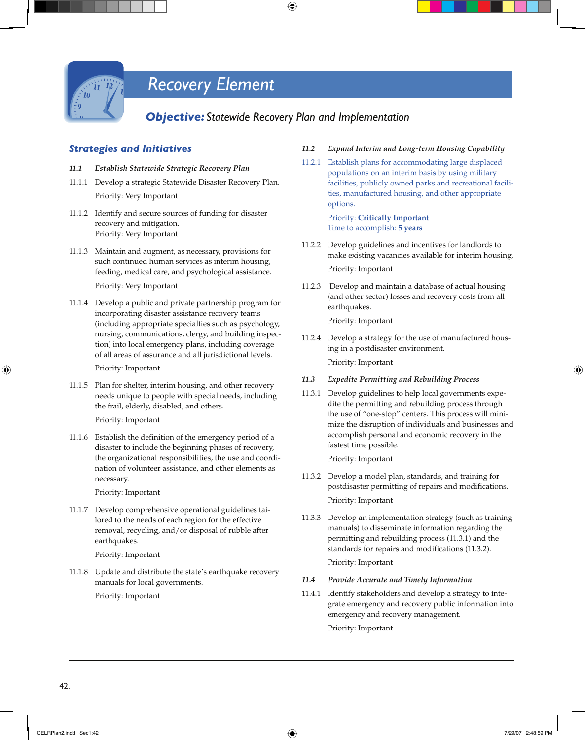# Recovery Element

## **Objective:** *Statewide Recovery Plan and Implementation*

### *Strategies and Initiatives*

***11.1 Establish Statewide Strategic Recovery Plan***

11.1.1 Develop a strategic Statewide Disaster Recovery Plan.
Priority: Very Important

11.1.2 Identify and secure sources of funding for disaster recovery and mitigation.
Priority: Very Important

11.1.3 Maintain and augment, as necessary, provisions for such continued human services as interim housing, feeding, medical care, and psychological assistance.

Priority: Very Important

11.1.4 Develop a public and private partnership program for incorporating disaster assistance recovery teams (including appropriate specialties such as psychology, nursing, communications, clergy, and building inspection) into local emergency plans, including coverage of all areas of assurance and all jurisdictional levels.

Priority: Important

11.1.5 Plan for shelter, interim housing, and other recovery needs unique to people with special needs, including the frail, elderly, disabled, and others.

Priority: Important

11.1.6 Establish the definition of the emergency period of a disaster to include the beginning phases of recovery, the organizational responsibilities, the use and coordination of volunteer assistance, and other elements as necessary.

Priority: Important

11.1.7 Develop comprehensive operational guidelines tailored to the needs of each region for the effective removal, recycling, and/or disposal of rubble after earthquakes.

Priority: Important

11.1.8 Update and distribute the state's earthquake recovery manuals for local governments.

Priority: Important

***11.2 Expand Interim and Long-term Housing Capability***

11.2.1 Establish plans for accommodating large displaced populations on an interim basis by using military facilities, publicly owned parks and recreational facilities, manufactured housing, and other appropriate options.

Priority: **Critically Important**
Time to accomplish: **5 years**

11.2.2 Develop guidelines and incentives for landlords to make existing vacancies available for interim housing.

Priority: Important

11.2.3 Develop and maintain a database of actual housing (and other sector) losses and recovery costs from all earthquakes.

Priority: Important

11.2.4 Develop a strategy for the use of manufactured housing in a postdisaster environment.

Priority: Important

***11.3 Expedite Permitting and Rebuilding Process***

11.3.1 Develop guidelines to help local governments expedite the permitting and rebuilding process through the use of "one-stop" centers. This process will minimize the disruption of individuals and businesses and accomplish personal and economic recovery in the fastest time possible.

Priority: Important

11.3.2 Develop a model plan, standards, and training for postdisaster permitting of repairs and modifications.
Priority: Important

11.3.3 Develop an implementation strategy (such as training manuals) to disseminate information regarding the permitting and rebuilding process (11.3.1) and the standards for repairs and modifications (11.3.2).

Priority: Important

***11.4 Provide Accurate and Timely Information***

11.4.1 Identify stakeholders and develop a strategy to integrate emergency and recovery public information into emergency and recovery management.

Priority: Important